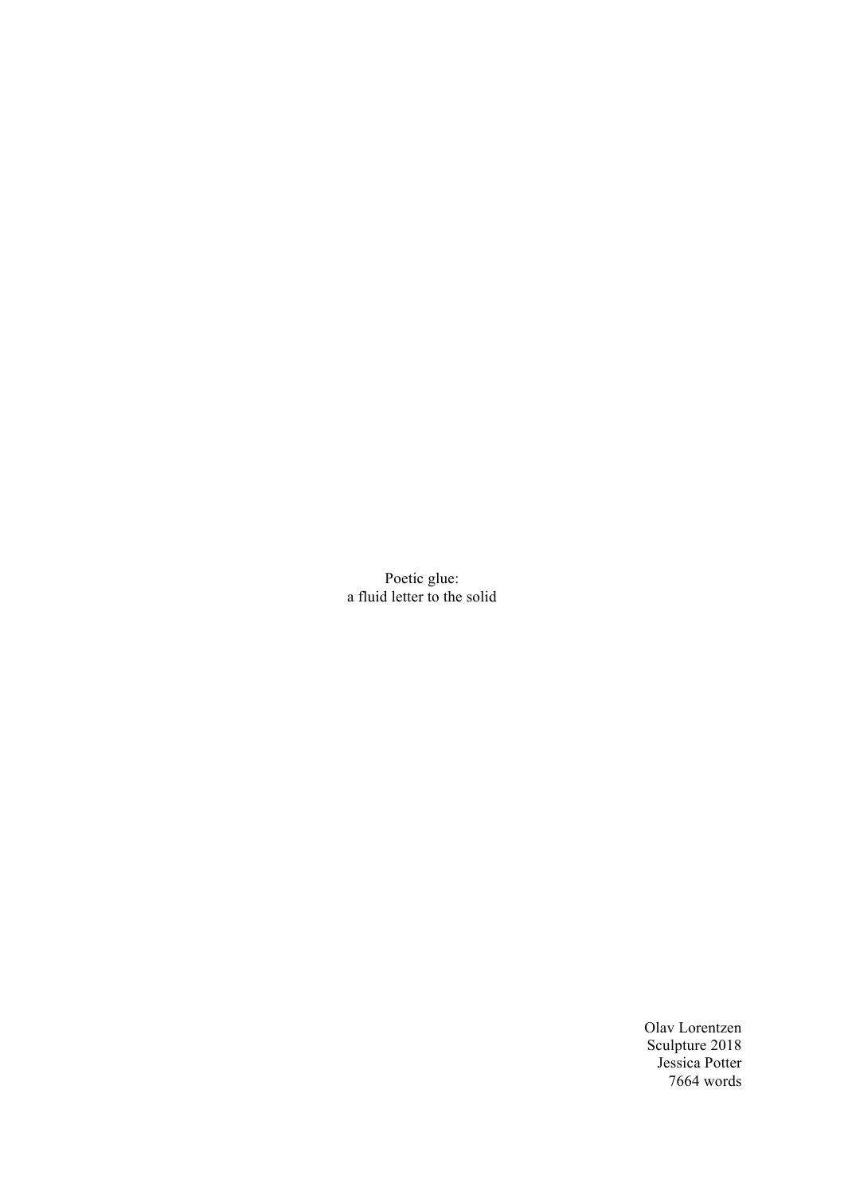# Poetic glue:
## a fluid letter to the solid

Olav Lorentzen
Sculpture 2018
Jessica Potter
7664 words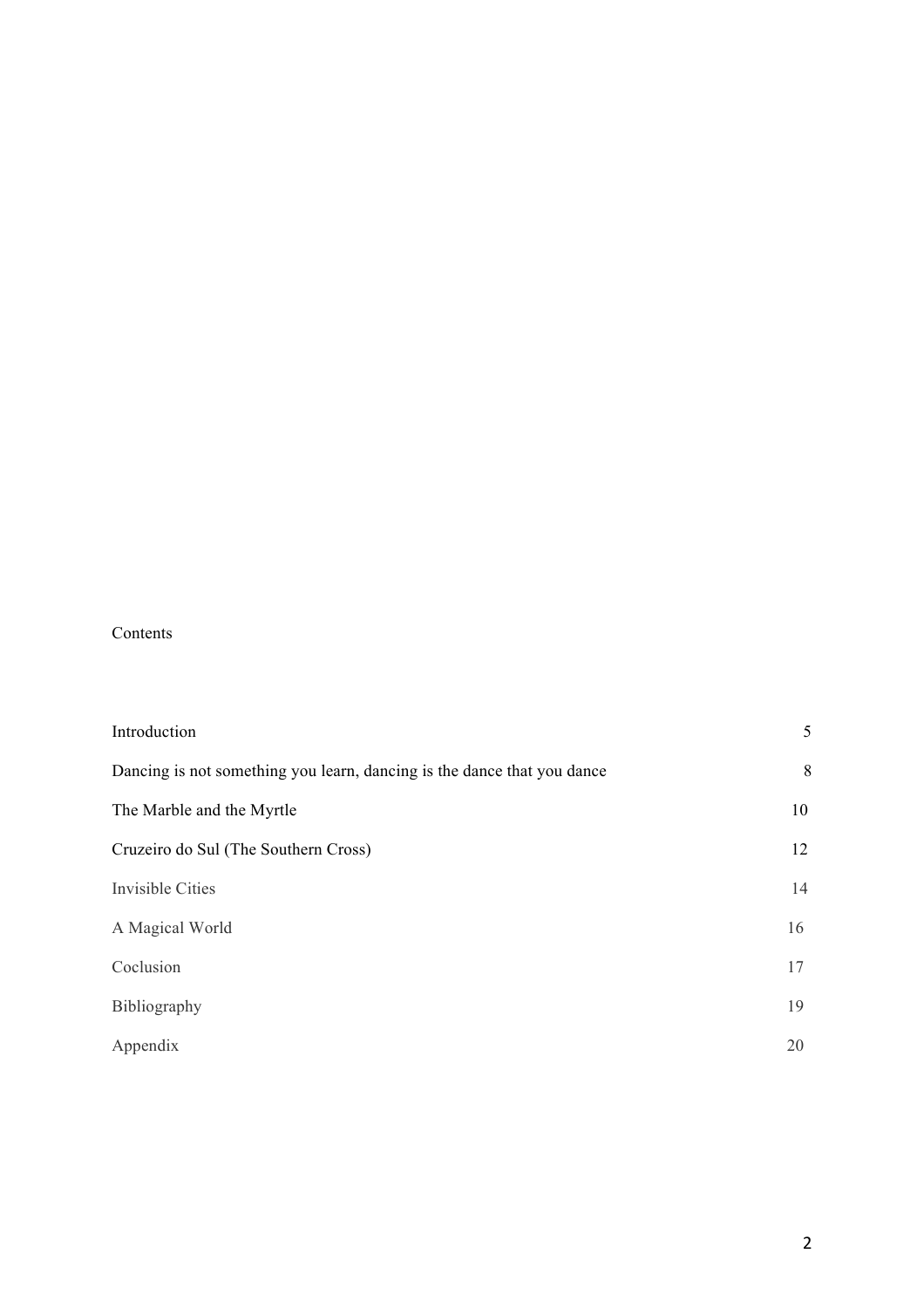# Contents

| | |
|---|---|
| Introduction | 5 |
| Dancing is not something you learn, dancing is the dance that you dance | 8 |
| The Marble and the Myrtle | 10 |
| Cruzeiro do Sul (The Southern Cross) | 12 |
| Invisible Cities | 14 |
| A Magical World | 16 |
| Coclusion | 17 |
| Bibliography | 19 |
| Appendix | 20 |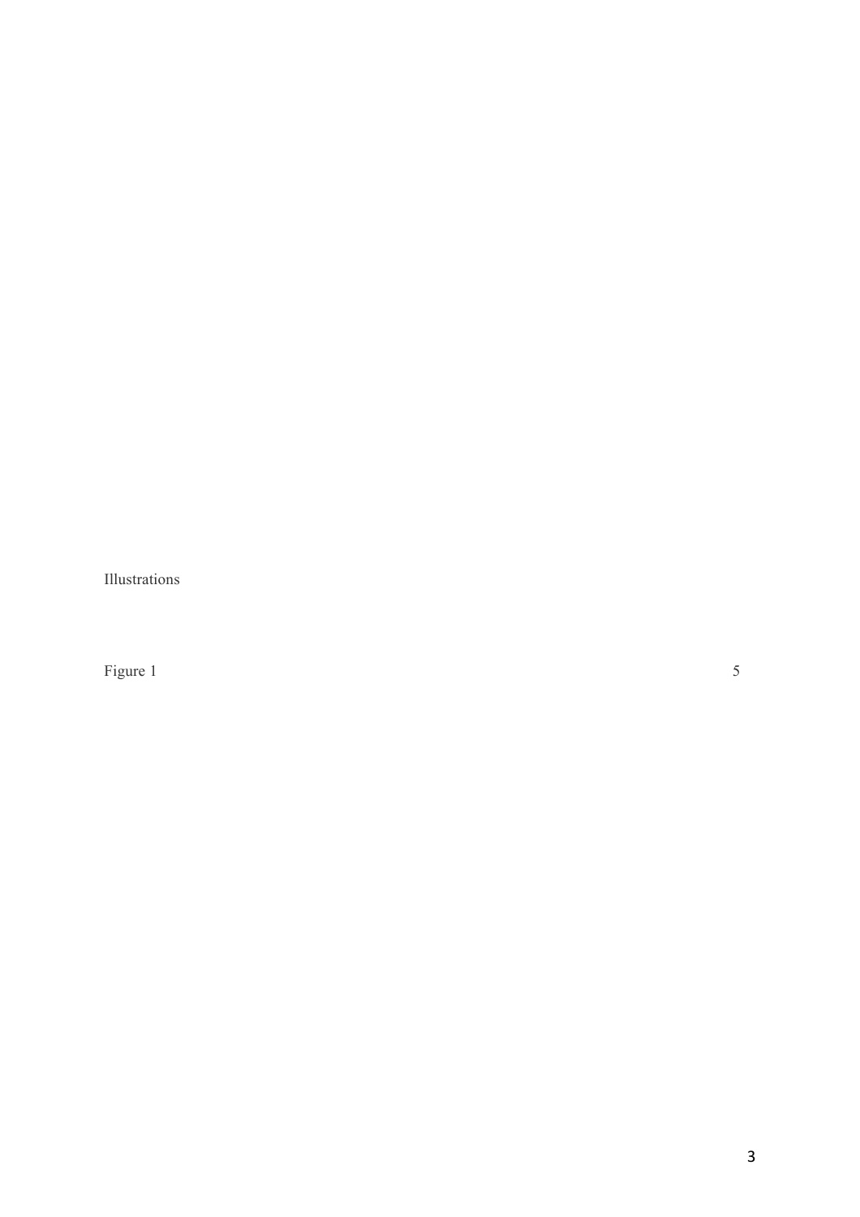Illustrations

| | |
|---|---|
| Figure 1 | 5 |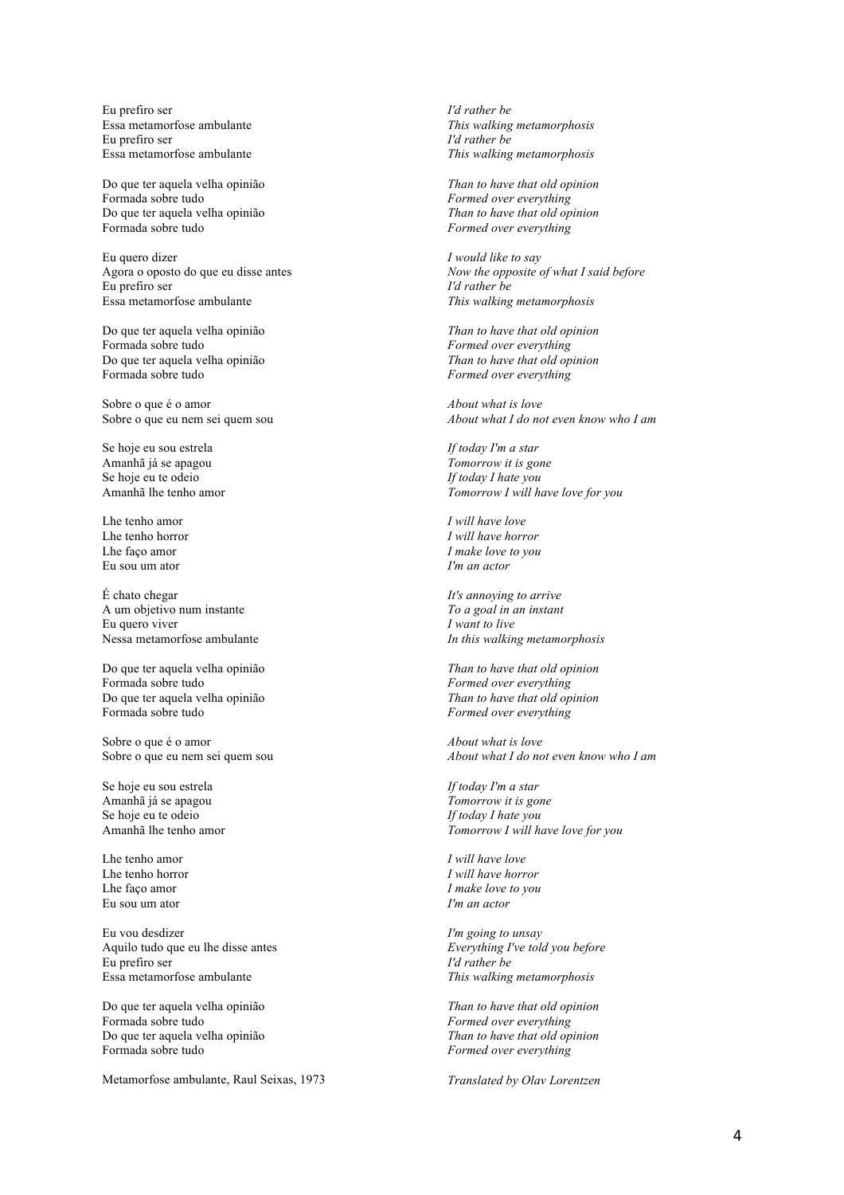| | |
|---|---|
| Eu prefiro ser<br>Essa metamorfose ambulante<br>Eu prefiro ser<br>Essa metamorfose ambulante | *I'd rather be*<br>*This walking metamorphosis*<br>*I'd rather be*<br>*This walking metamorphosis* |
| Do que ter aquela velha opinião<br>Formada sobre tudo<br>Do que ter aquela velha opinião<br>Formada sobre tudo | *Than to have that old opinion*<br>*Formed over everything*<br>*Than to have that old opinion*<br>*Formed over everything* |
| Eu quero dizer<br>Agora o oposto do que eu disse antes<br>Eu prefiro ser<br>Essa metamorfose ambulante | *I would like to say*<br>*Now the opposite of what I said before*<br>*I'd rather be*<br>*This walking metamorphosis* |
| Do que ter aquela velha opinião<br>Formada sobre tudo<br>Do que ter aquela velha opinião<br>Formada sobre tudo | *Than to have that old opinion*<br>*Formed over everything*<br>*Than to have that old opinion*<br>*Formed over everything* |
| Sobre o que é o amor<br>Sobre o que eu nem sei quem sou | *About what is love*<br>*About what I do not even know who I am* |
| Se hoje eu sou estrela<br>Amanhã já se apagou<br>Se hoje eu te odeio<br>Amanhã lhe tenho amor | *If today I'm a star*<br>*Tomorrow it is gone*<br>*If today I hate you*<br>*Tomorrow I will have love for you* |
| Lhe tenho amor<br>Lhe tenho horror<br>Lhe faço amor<br>Eu sou um ator | *I will have love*<br>*I will have horror*<br>*I make love to you*<br>*I'm an actor* |
| É chato chegar<br>A um objetivo num instante<br>Eu quero viver<br>Nessa metamorfose ambulante | *It's annoying to arrive*<br>*To a goal in an instant*<br>*I want to live*<br>*In this walking metamorphosis* |
| Do que ter aquela velha opinião<br>Formada sobre tudo<br>Do que ter aquela velha opinião<br>Formada sobre tudo | *Than to have that old opinion*<br>*Formed over everything*<br>*Than to have that old opinion*<br>*Formed over everything* |
| Sobre o que é o amor<br>Sobre o que eu nem sei quem sou | *About what is love*<br>*About what I do not even know who I am* |
| Se hoje eu sou estrela<br>Amanhã já se apagou<br>Se hoje eu te odeio<br>Amanhã lhe tenho amor | *If today I'm a star*<br>*Tomorrow it is gone*<br>*If today I hate you*<br>*Tomorrow I will have love for you* |
| Lhe tenho amor<br>Lhe tenho horror<br>Lhe faço amor<br>Eu sou um ator | *I will have love*<br>*I will have horror*<br>*I make love to you*<br>*I'm an actor* |
| Eu vou desdizer<br>Aquilo tudo que eu lhe disse antes<br>Eu prefiro ser<br>Essa metamorfose ambulante | *I'm going to unsay*<br>*Everything I've told you before*<br>*I'd rather be*<br>*This walking metamorphosis* |
| Do que ter aquela velha opinião<br>Formada sobre tudo<br>Do que ter aquela velha opinião<br>Formada sobre tudo | *Than to have that old opinion*<br>*Formed over everything*<br>*Than to have that old opinion*<br>*Formed over everything* |
| Metamorfose ambulante, Raul Seixas, 1973 | *Translated by Olav Lorentzen* |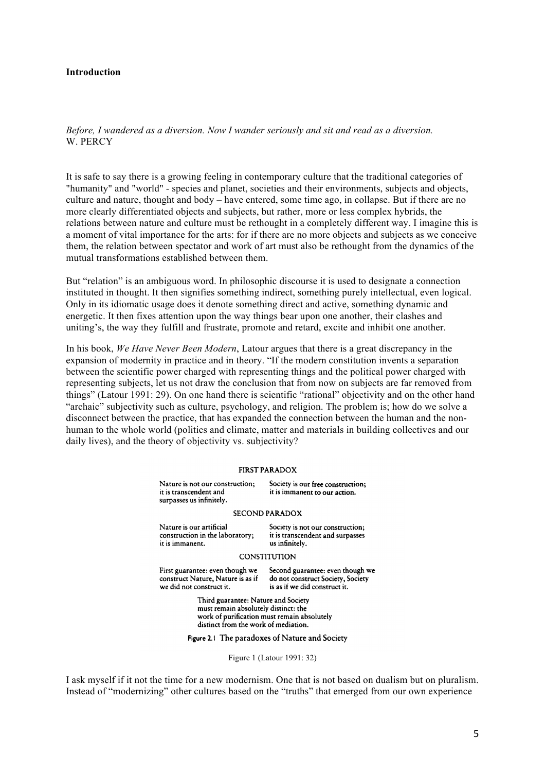**Introduction**

*Before, I wandered as a diversion. Now I wander seriously and sit and read as a diversion.*
W. PERCY

It is safe to say there is a growing feeling in contemporary culture that the traditional categories of "humanity" and "world" - species and planet, societies and their environments, subjects and objects, culture and nature, thought and body – have entered, some time ago, in collapse. But if there are no more clearly differentiated objects and subjects, but rather, more or less complex hybrids, the relations between nature and culture must be rethought in a completely different way. I imagine this is a moment of vital importance for the arts: for if there are no more objects and subjects as we conceive them, the relation between spectator and work of art must also be rethought from the dynamics of the mutual transformations established between them.

But "relation" is an ambiguous word. In philosophic discourse it is used to designate a connection instituted in thought. It then signifies something indirect, something purely intellectual, even logical. Only in its idiomatic usage does it denote something direct and active, something dynamic and energetic. It then fixes attention upon the way things bear upon one another, their clashes and uniting's, the way they fulfill and frustrate, promote and retard, excite and inhibit one another.

In his book, *We Have Never Been Modern*, Latour argues that there is a great discrepancy in the expansion of modernity in practice and in theory. "If the modern constitution invents a separation between the scientific power charged with representing things and the political power charged with representing subjects, let us not draw the conclusion that from now on subjects are far removed from things" (Latour 1991: 29). On one hand there is scientific "rational" objectivity and on the other hand "archaic" subjectivity such as culture, psychology, and religion. The problem is; how do we solve a disconnect between the practice, that has expanded the connection between the human and the non-human to the whole world (politics and climate, matter and materials in building collectives and our daily lives), and the theory of objectivity vs. subjectivity?

**FIRST PARADOX**

| | |
|---|---|
| Nature is not our construction; it is transcendent and surpasses us infinitely. | Society is our free construction; it is immanent to our action. |

**SECOND PARADOX**

| | |
|---|---|
| Nature is our artificial construction in the laboratory; it is immanent. | Society is not our construction; it is transcendent and surpasses us infinitely. |

**CONSTITUTION**

| | |
|---|---|
| First guarantee: even though we construct Nature, Nature is as if we did not construct it. | Second guarantee: even though we do not construct Society, Society is as if we did construct it. |

Third guarantee: Nature and Society must remain absolutely distinct: the work of purification must remain absolutely distinct from the work of mediation.

**Figure 2.1** The paradoxes of Nature and Society

Figure 1 (Latour 1991: 32)

I ask myself if it not the time for a new modernism. One that is not based on dualism but on pluralism. Instead of "modernizing" other cultures based on the "truths" that emerged from our own experience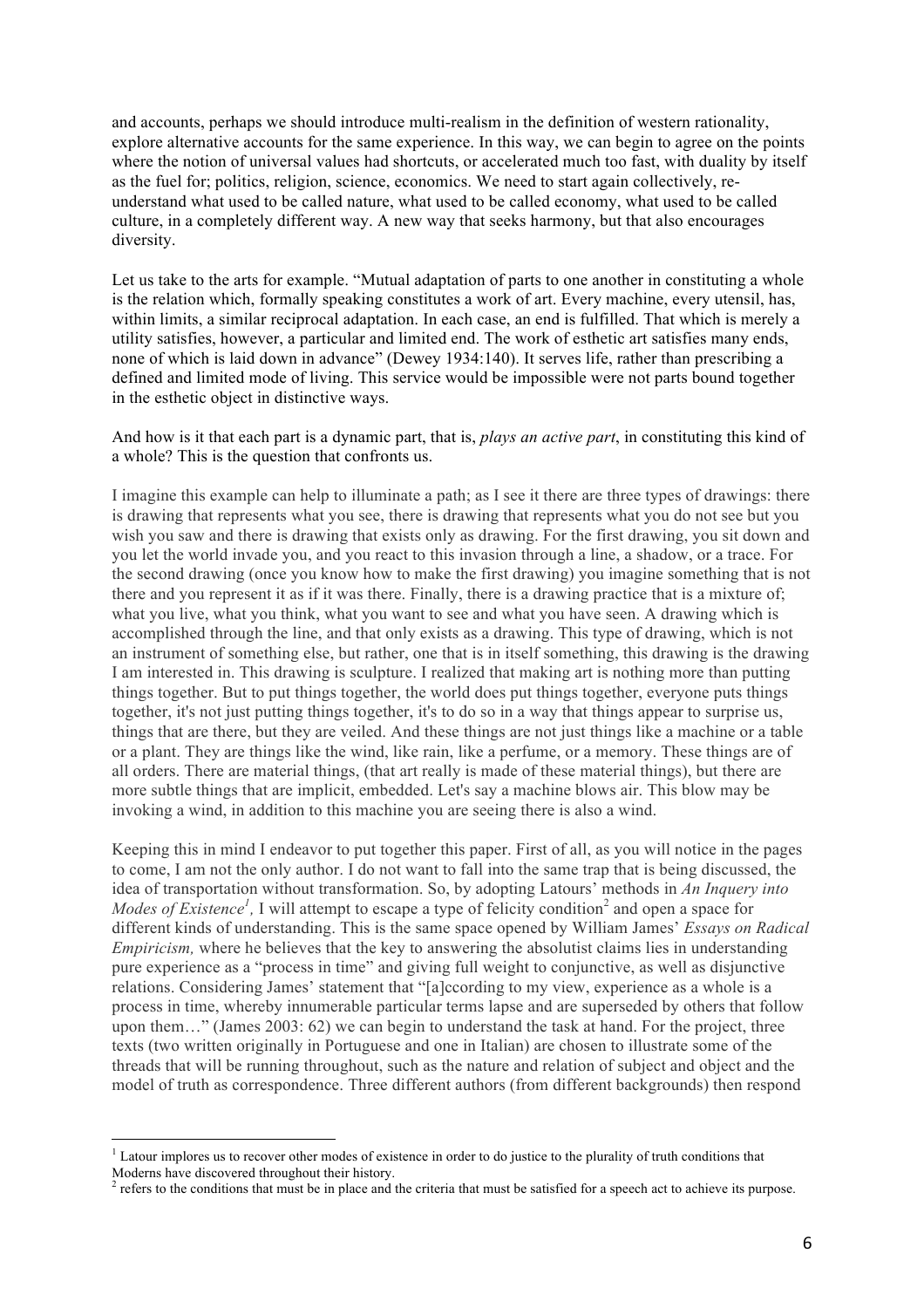and accounts, perhaps we should introduce multi-realism in the definition of western rationality, explore alternative accounts for the same experience. In this way, we can begin to agree on the points where the notion of universal values had shortcuts, or accelerated much too fast, with duality by itself as the fuel for; politics, religion, science, economics. We need to start again collectively, re-understand what used to be called nature, what used to be called economy, what used to be called culture, in a completely different way. A new way that seeks harmony, but that also encourages diversity.

Let us take to the arts for example. "Mutual adaptation of parts to one another in constituting a whole is the relation which, formally speaking constitutes a work of art. Every machine, every utensil, has, within limits, a similar reciprocal adaptation. In each case, an end is fulfilled. That which is merely a utility satisfies, however, a particular and limited end. The work of esthetic art satisfies many ends, none of which is laid down in advance" (Dewey 1934:140). It serves life, rather than prescribing a defined and limited mode of living. This service would be impossible were not parts bound together in the esthetic object in distinctive ways.

And how is it that each part is a dynamic part, that is, *plays an active part*, in constituting this kind of a whole? This is the question that confronts us.

I imagine this example can help to illuminate a path; as I see it there are three types of drawings: there is drawing that represents what you see, there is drawing that represents what you do not see but you wish you saw and there is drawing that exists only as drawing. For the first drawing, you sit down and you let the world invade you, and you react to this invasion through a line, a shadow, or a trace. For the second drawing (once you know how to make the first drawing) you imagine something that is not there and you represent it as if it was there. Finally, there is a drawing practice that is a mixture of; what you live, what you think, what you want to see and what you have seen. A drawing which is accomplished through the line, and that only exists as a drawing. This type of drawing, which is not an instrument of something else, but rather, one that is in itself something, this drawing is the drawing I am interested in. This drawing is sculpture. I realized that making art is nothing more than putting things together. But to put things together, the world does put things together, everyone puts things together, it's not just putting things together, it's to do so in a way that things appear to surprise us, things that are there, but they are veiled. And these things are not just things like a machine or a table or a plant. They are things like the wind, like rain, like a perfume, or a memory. These things are of all orders. There are material things, (that art really is made of these material things), but there are more subtle things that are implicit, embedded. Let's say a machine blows air. This blow may be invoking a wind, in addition to this machine you are seeing there is also a wind.

Keeping this in mind I endeavor to put together this paper. First of all, as you will notice in the pages to come, I am not the only author. I do not want to fall into the same trap that is being discussed, the idea of transportation without transformation. So, by adopting Latours' methods in *An Inquery into Modes of Existence*[1], I will attempt to escape a type of felicity condition[2] and open a space for different kinds of understanding. This is the same space opened by William James' *Essays on Radical Empiricism,* where he believes that the key to answering the absolutist claims lies in understanding pure experience as a "process in time" and giving full weight to conjunctive, as well as disjunctive relations. Considering James' statement that "[a]ccording to my view, experience as a whole is a process in time, whereby innumerable particular terms lapse and are superseded by others that follow upon them…" (James 2003: 62) we can begin to understand the task at hand. For the project, three texts (two written originally in Portuguese and one in Italian) are chosen to illustrate some of the threads that will be running throughout, such as the nature and relation of subject and object and the model of truth as correspondence. Three different authors (from different backgrounds) then respond

---

[1] Latour implores us to recover other modes of existence in order to do justice to the plurality of truth conditions that Moderns have discovered throughout their history.

[2] refers to the conditions that must be in place and the criteria that must be satisfied for a speech act to achieve its purpose.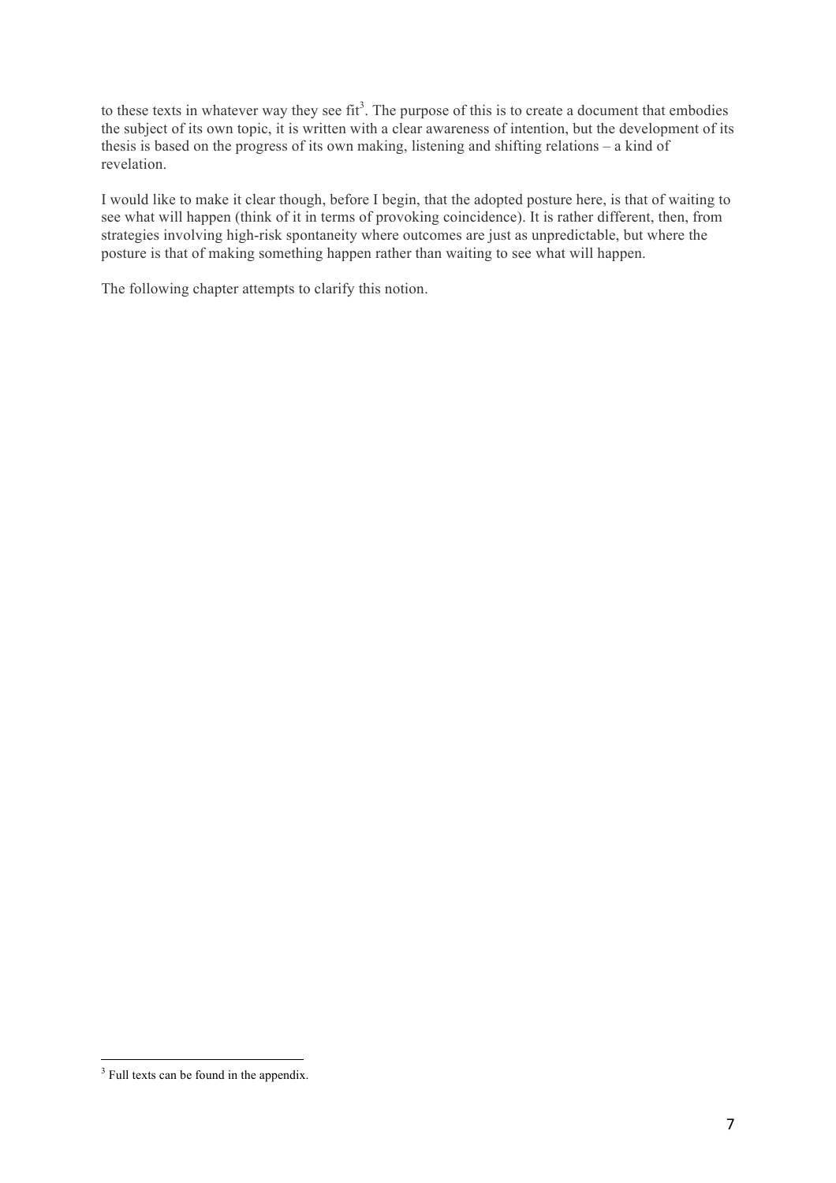to these texts in whatever way they see fit[3]. The purpose of this is to create a document that embodies the subject of its own topic, it is written with a clear awareness of intention, but the development of its thesis is based on the progress of its own making, listening and shifting relations – a kind of revelation.

I would like to make it clear though, before I begin, that the adopted posture here, is that of waiting to see what will happen (think of it in terms of provoking coincidence). It is rather different, then, from strategies involving high-risk spontaneity where outcomes are just as unpredictable, but where the posture is that of making something happen rather than waiting to see what will happen.

The following chapter attempts to clarify this notion.

---

[3] Full texts can be found in the appendix.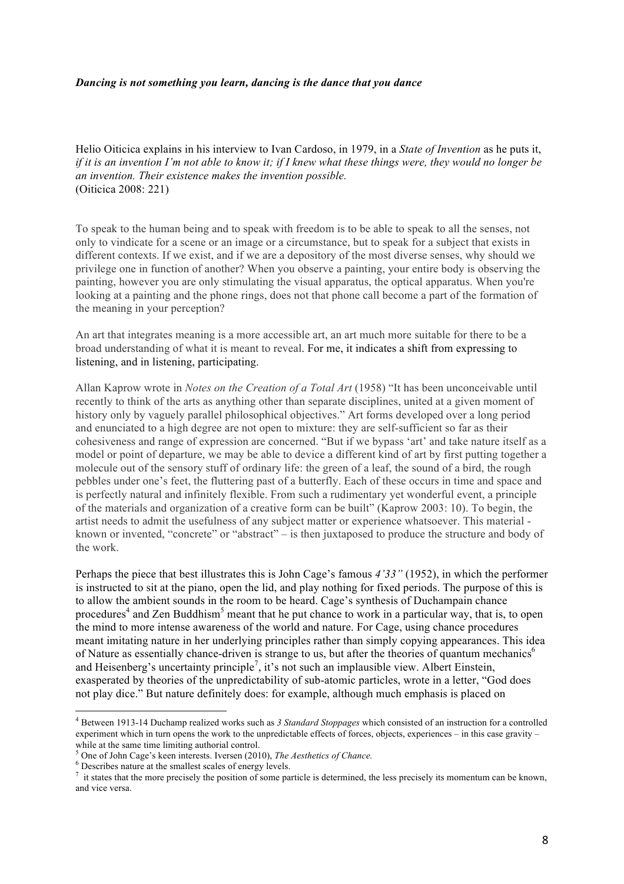***Dancing is not something you learn, dancing is the dance that you dance***

Helio Oiticica explains in his interview to Ivan Cardoso, in 1979, in a *State of Invention* as he puts it, *if it is an invention I'm not able to know it; if I knew what these things were, they would no longer be an invention. Their existence makes the invention possible.*
(Oiticica 2008: 221)

To speak to the human being and to speak with freedom is to be able to speak to all the senses, not only to vindicate for a scene or an image or a circumstance, but to speak for a subject that exists in different contexts. If we exist, and if we are a depository of the most diverse senses, why should we privilege one in function of another? When you observe a painting, your entire body is observing the painting, however you are only stimulating the visual apparatus, the optical apparatus. When you're looking at a painting and the phone rings, does not that phone call become a part of the formation of the meaning in your perception?

An art that integrates meaning is a more accessible art, an art much more suitable for there to be a broad understanding of what it is meant to reveal. For me, it indicates a shift from expressing to listening, and in listening, participating.

Allan Kaprow wrote in *Notes on the Creation of a Total Art* (1958) "It has been unconceivable until recently to think of the arts as anything other than separate disciplines, united at a given moment of history only by vaguely parallel philosophical objectives." Art forms developed over a long period and enunciated to a high degree are not open to mixture: they are self-sufficient so far as their cohesiveness and range of expression are concerned. "But if we bypass 'art' and take nature itself as a model or point of departure, we may be able to device a different kind of art by first putting together a molecule out of the sensory stuff of ordinary life: the green of a leaf, the sound of a bird, the rough pebbles under one's feet, the fluttering past of a butterfly. Each of these occurs in time and space and is perfectly natural and infinitely flexible. From such a rudimentary yet wonderful event, a principle of the materials and organization of a creative form can be built" (Kaprow 2003: 10). To begin, the artist needs to admit the usefulness of any subject matter or experience whatsoever. This material - known or invented, "concrete" or "abstract" – is then juxtaposed to produce the structure and body of the work.

Perhaps the piece that best illustrates this is John Cage's famous *4'33"* (1952), in which the performer is instructed to sit at the piano, open the lid, and play nothing for fixed periods. The purpose of this is to allow the ambient sounds in the room to be heard. Cage's synthesis of Duchampain chance procedures[4] and Zen Buddhism[5] meant that he put chance to work in a particular way, that is, to open the mind to more intense awareness of the world and nature. For Cage, using chance procedures meant imitating nature in her underlying principles rather than simply copying appearances. This idea of Nature as essentially chance-driven is strange to us, but after the theories of quantum mechanics[6] and Heisenberg's uncertainty principle[7], it's not such an implausible view. Albert Einstein, exasperated by theories of the unpredictability of sub-atomic particles, wrote in a letter, "God does not play dice." But nature definitely does: for example, although much emphasis is placed on

---

[4] Between 1913-14 Duchamp realized works such as *3 Standard Stoppages* which consisted of an instruction for a controlled experiment which in turn opens the work to the unpredictable effects of forces, objects, experiences – in this case gravity – while at the same time limiting authorial control.

[5] One of John Cage's keen interests. Iversen (2010), *The Aesthetics of Chance.*

[6] Describes nature at the smallest scales of energy levels.

[7] it states that the more precisely the position of some particle is determined, the less precisely its momentum can be known, and vice versa.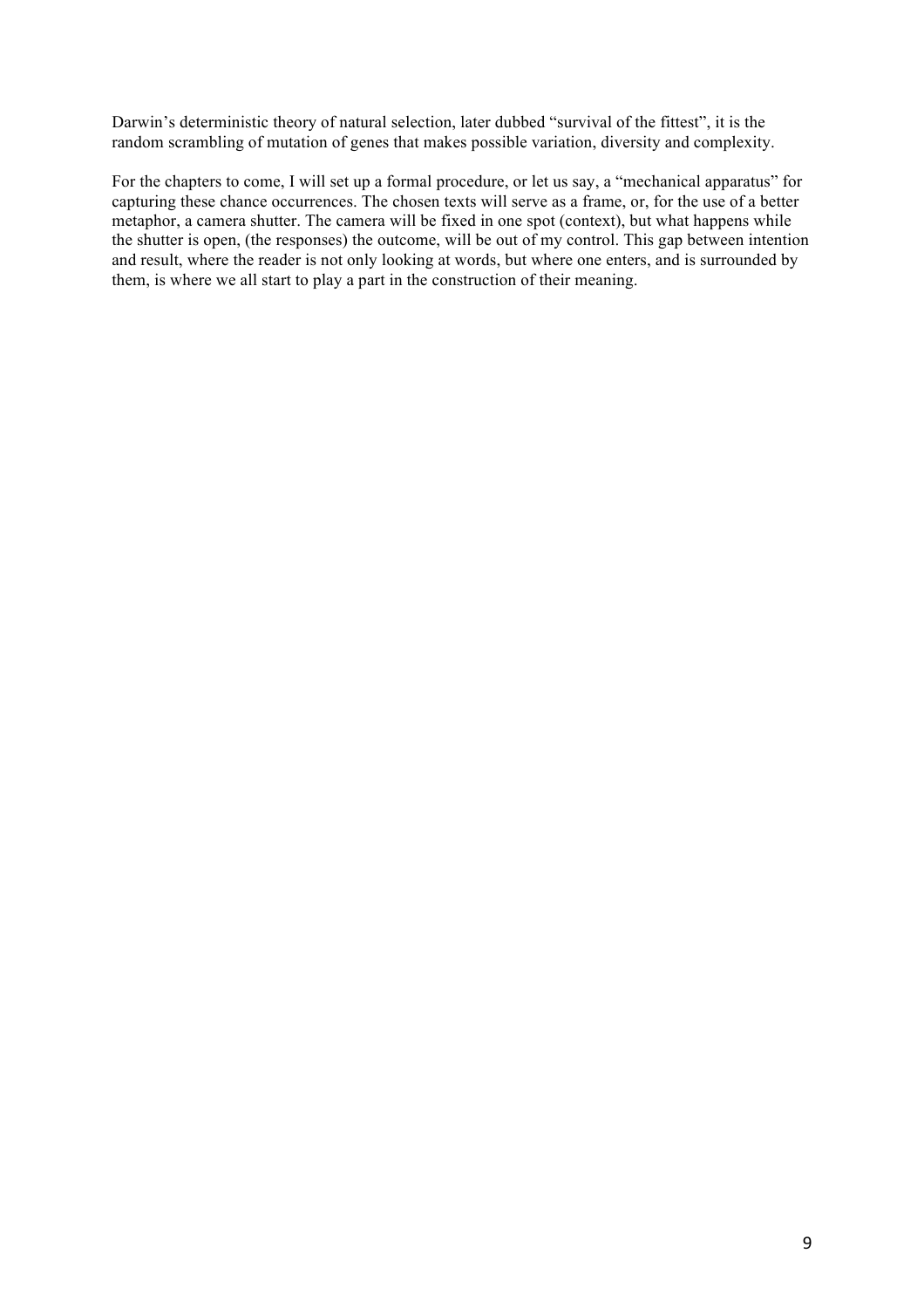Darwin's deterministic theory of natural selection, later dubbed "survival of the fittest", it is the random scrambling of mutation of genes that makes possible variation, diversity and complexity.

For the chapters to come, I will set up a formal procedure, or let us say, a "mechanical apparatus" for capturing these chance occurrences. The chosen texts will serve as a frame, or, for the use of a better metaphor, a camera shutter. The camera will be fixed in one spot (context), but what happens while the shutter is open, (the responses) the outcome, will be out of my control. This gap between intention and result, where the reader is not only looking at words, but where one enters, and is surrounded by them, is where we all start to play a part in the construction of their meaning.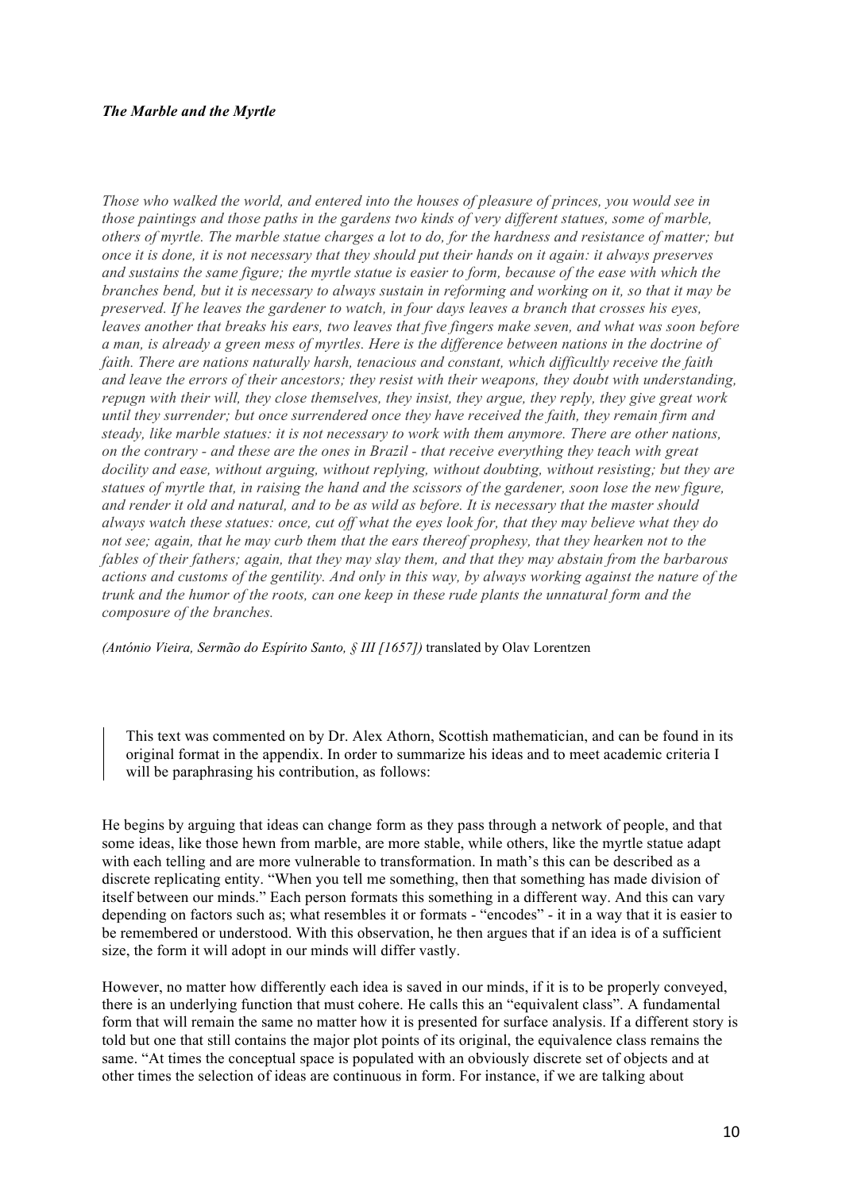***The Marble and the Myrtle***

*Those who walked the world, and entered into the houses of pleasure of princes, you would see in those paintings and those paths in the gardens two kinds of very different statues, some of marble, others of myrtle. The marble statue charges a lot to do, for the hardness and resistance of matter; but once it is done, it is not necessary that they should put their hands on it again: it always preserves and sustains the same figure; the myrtle statue is easier to form, because of the ease with which the branches bend, but it is necessary to always sustain in reforming and working on it, so that it may be preserved. If he leaves the gardener to watch, in four days leaves a branch that crosses his eyes, leaves another that breaks his ears, two leaves that five fingers make seven, and what was soon before a man, is already a green mess of myrtles. Here is the difference between nations in the doctrine of faith. There are nations naturally harsh, tenacious and constant, which difficultly receive the faith and leave the errors of their ancestors; they resist with their weapons, they doubt with understanding, repugn with their will, they close themselves, they insist, they argue, they reply, they give great work until they surrender; but once surrendered once they have received the faith, they remain firm and steady, like marble statues: it is not necessary to work with them anymore. There are other nations, on the contrary - and these are the ones in Brazil - that receive everything they teach with great docility and ease, without arguing, without replying, without doubting, without resisting; but they are statues of myrtle that, in raising the hand and the scissors of the gardener, soon lose the new figure, and render it old and natural, and to be as wild as before. It is necessary that the master should always watch these statues: once, cut off what the eyes look for, that they may believe what they do not see; again, that he may curb them that the ears thereof prophesy, that they hearken not to the fables of their fathers; again, that they may slay them, and that they may abstain from the barbarous actions and customs of the gentility. And only in this way, by always working against the nature of the trunk and the humor of the roots, can one keep in these rude plants the unnatural form and the composure of the branches.*

*(António Vieira, Sermão do Espírito Santo, § III [1657])* translated by Olav Lorentzen

> This text was commented on by Dr. Alex Athorn, Scottish mathematician, and can be found in its original format in the appendix. In order to summarize his ideas and to meet academic criteria I will be paraphrasing his contribution, as follows:

He begins by arguing that ideas can change form as they pass through a network of people, and that some ideas, like those hewn from marble, are more stable, while others, like the myrtle statue adapt with each telling and are more vulnerable to transformation. In math's this can be described as a discrete replicating entity. "When you tell me something, then that something has made division of itself between our minds." Each person formats this something in a different way. And this can vary depending on factors such as; what resembles it or formats - "encodes" - it in a way that it is easier to be remembered or understood. With this observation, he then argues that if an idea is of a sufficient size, the form it will adopt in our minds will differ vastly.

However, no matter how differently each idea is saved in our minds, if it is to be properly conveyed, there is an underlying function that must cohere. He calls this an "equivalent class". A fundamental form that will remain the same no matter how it is presented for surface analysis. If a different story is told but one that still contains the major plot points of its original, the equivalence class remains the same. "At times the conceptual space is populated with an obviously discrete set of objects and at other times the selection of ideas are continuous in form. For instance, if we are talking about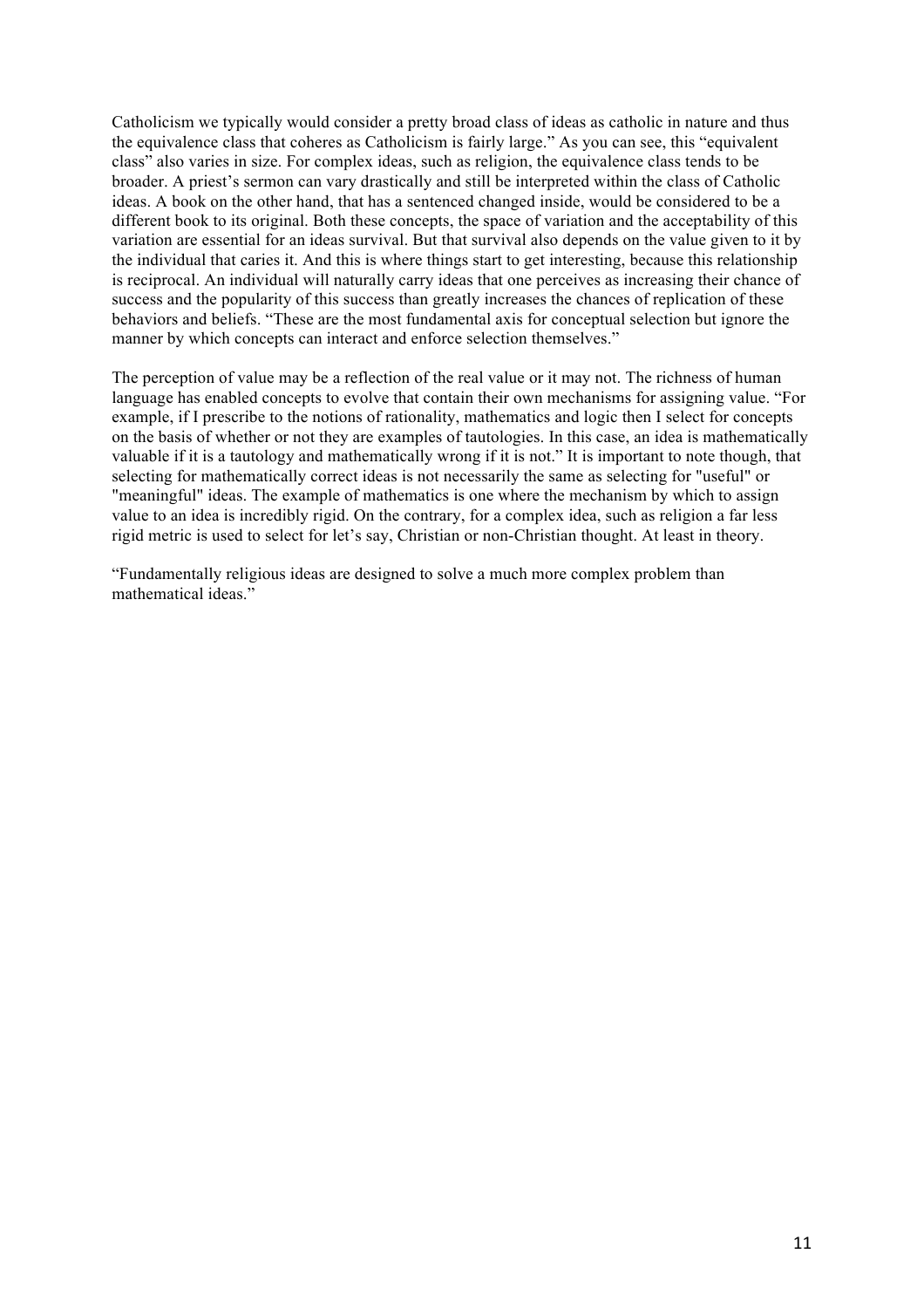Catholicism we typically would consider a pretty broad class of ideas as catholic in nature and thus the equivalence class that coheres as Catholicism is fairly large." As you can see, this "equivalent class" also varies in size. For complex ideas, such as religion, the equivalence class tends to be broader. A priest's sermon can vary drastically and still be interpreted within the class of Catholic ideas. A book on the other hand, that has a sentenced changed inside, would be considered to be a different book to its original. Both these concepts, the space of variation and the acceptability of this variation are essential for an ideas survival. But that survival also depends on the value given to it by the individual that caries it. And this is where things start to get interesting, because this relationship is reciprocal. An individual will naturally carry ideas that one perceives as increasing their chance of success and the popularity of this success than greatly increases the chances of replication of these behaviors and beliefs. "These are the most fundamental axis for conceptual selection but ignore the manner by which concepts can interact and enforce selection themselves."

The perception of value may be a reflection of the real value or it may not. The richness of human language has enabled concepts to evolve that contain their own mechanisms for assigning value. "For example, if I prescribe to the notions of rationality, mathematics and logic then I select for concepts on the basis of whether or not they are examples of tautologies. In this case, an idea is mathematically valuable if it is a tautology and mathematically wrong if it is not." It is important to note though, that selecting for mathematically correct ideas is not necessarily the same as selecting for "useful" or "meaningful" ideas. The example of mathematics is one where the mechanism by which to assign value to an idea is incredibly rigid. On the contrary, for a complex idea, such as religion a far less rigid metric is used to select for let's say, Christian or non-Christian thought. At least in theory.

"Fundamentally religious ideas are designed to solve a much more complex problem than mathematical ideas."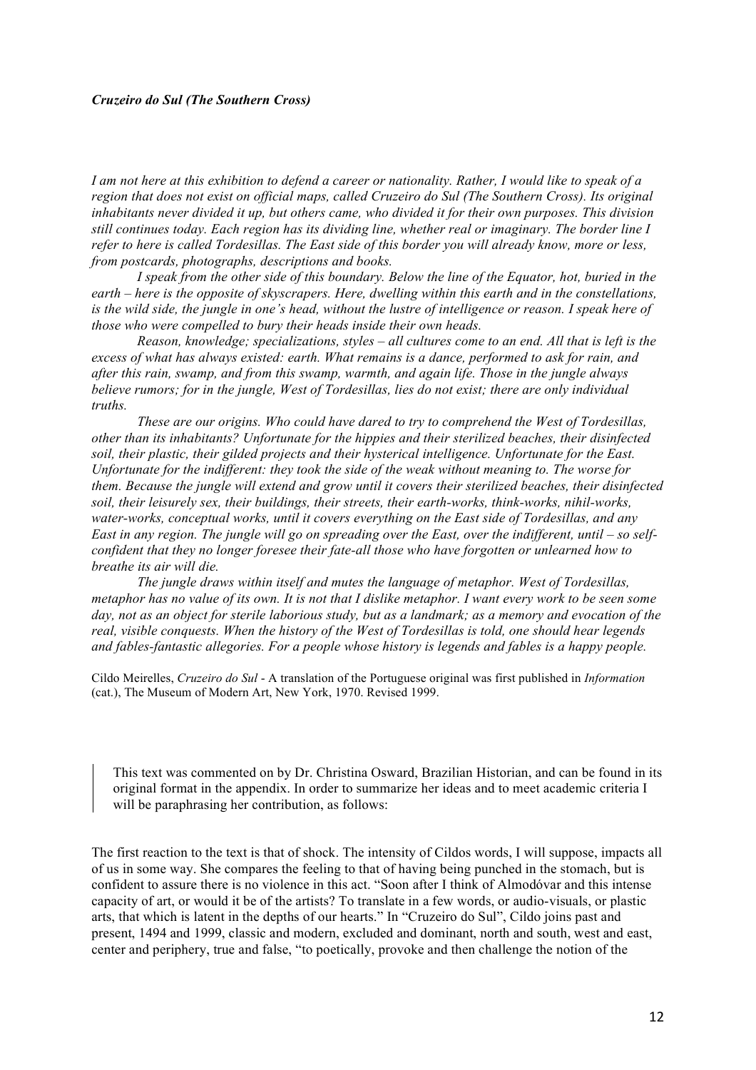***Cruzeiro do Sul (The Southern Cross)***

*I am not here at this exhibition to defend a career or nationality. Rather, I would like to speak of a region that does not exist on official maps, called Cruzeiro do Sul (The Southern Cross). Its original inhabitants never divided it up, but others came, who divided it for their own purposes. This division still continues today. Each region has its dividing line, whether real or imaginary. The border line I refer to here is called Tordesillas. The East side of this border you will already know, more or less, from postcards, photographs, descriptions and books.*

*I speak from the other side of this boundary. Below the line of the Equator, hot, buried in the earth – here is the opposite of skyscrapers. Here, dwelling within this earth and in the constellations, is the wild side, the jungle in one's head, without the lustre of intelligence or reason. I speak here of those who were compelled to bury their heads inside their own heads.*

*Reason, knowledge; specializations, styles – all cultures come to an end. All that is left is the excess of what has always existed: earth. What remains is a dance, performed to ask for rain, and after this rain, swamp, and from this swamp, warmth, and again life. Those in the jungle always believe rumors; for in the jungle, West of Tordesillas, lies do not exist; there are only individual truths.*

*These are our origins. Who could have dared to try to comprehend the West of Tordesillas, other than its inhabitants? Unfortunate for the hippies and their sterilized beaches, their disinfected soil, their plastic, their gilded projects and their hysterical intelligence. Unfortunate for the East. Unfortunate for the indifferent: they took the side of the weak without meaning to. The worse for them. Because the jungle will extend and grow until it covers their sterilized beaches, their disinfected soil, their leisurely sex, their buildings, their streets, their earth-works, think-works, nihil-works, water-works, conceptual works, until it covers everything on the East side of Tordesillas, and any East in any region. The jungle will go on spreading over the East, over the indifferent, until – so self-confident that they no longer foresee their fate-all those who have forgotten or unlearned how to breathe its air will die.*

*The jungle draws within itself and mutes the language of metaphor. West of Tordesillas, metaphor has no value of its own. It is not that I dislike metaphor. I want every work to be seen some day, not as an object for sterile laborious study, but as a landmark; as a memory and evocation of the real, visible conquests. When the history of the West of Tordesillas is told, one should hear legends and fables-fantastic allegories. For a people whose history is legends and fables is a happy people.*

Cildo Meirelles, *Cruzeiro do Sul* - A translation of the Portuguese original was first published in *Information* (cat.), The Museum of Modern Art, New York, 1970. Revised 1999.

> This text was commented on by Dr. Christina Osward, Brazilian Historian, and can be found in its original format in the appendix. In order to summarize her ideas and to meet academic criteria I will be paraphrasing her contribution, as follows:

The first reaction to the text is that of shock. The intensity of Cildos words, I will suppose, impacts all of us in some way. She compares the feeling to that of having being punched in the stomach, but is confident to assure there is no violence in this act. "Soon after I think of Almodóvar and this intense capacity of art, or would it be of the artists? To translate in a few words, or audio-visuals, or plastic arts, that which is latent in the depths of our hearts." In "Cruzeiro do Sul", Cildo joins past and present, 1494 and 1999, classic and modern, excluded and dominant, north and south, west and east, center and periphery, true and false, "to poetically, provoke and then challenge the notion of the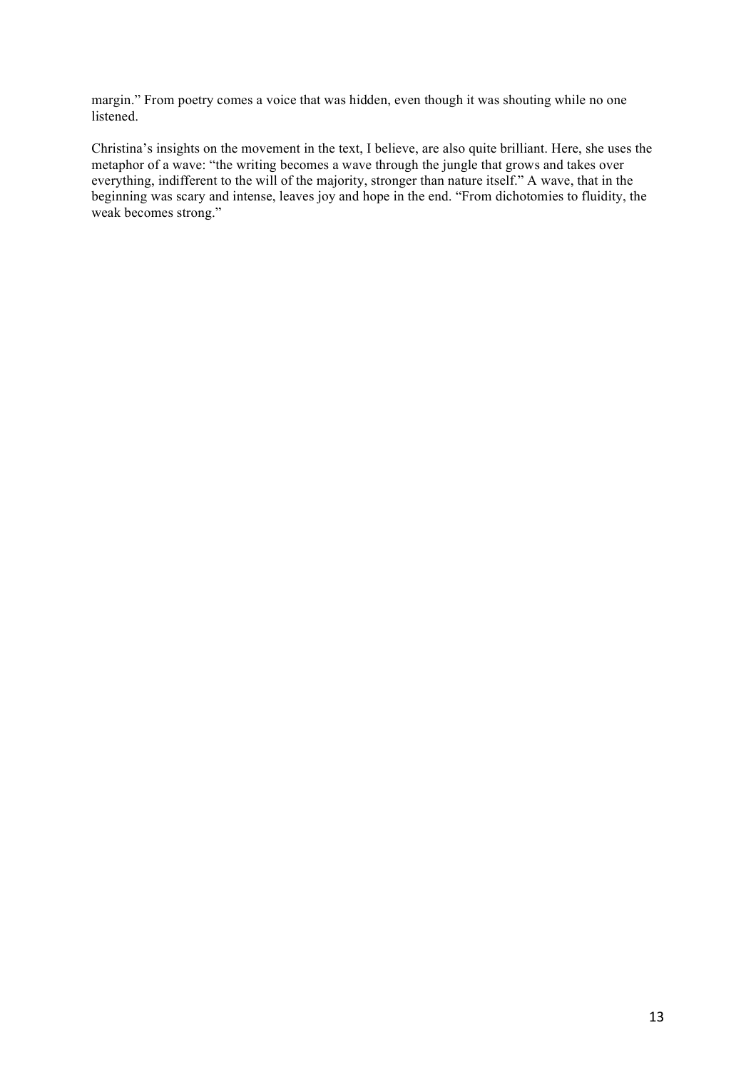margin." From poetry comes a voice that was hidden, even though it was shouting while no one listened.

Christina's insights on the movement in the text, I believe, are also quite brilliant. Here, she uses the metaphor of a wave: "the writing becomes a wave through the jungle that grows and takes over everything, indifferent to the will of the majority, stronger than nature itself." A wave, that in the beginning was scary and intense, leaves joy and hope in the end. "From dichotomies to fluidity, the weak becomes strong."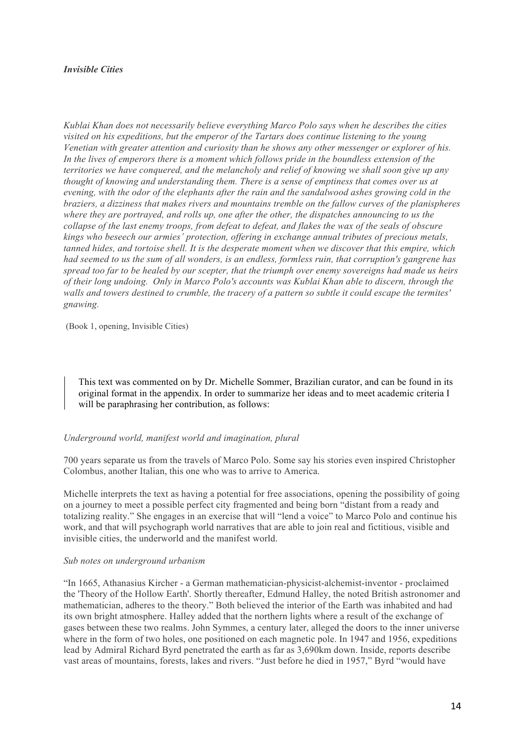***Invisible Cities***

*Kublai Khan does not necessarily believe everything Marco Polo says when he describes the cities visited on his expeditions, but the emperor of the Tartars does continue listening to the young Venetian with greater attention and curiosity than he shows any other messenger or explorer of his. In the lives of emperors there is a moment which follows pride in the boundless extension of the territories we have conquered, and the melancholy and relief of knowing we shall soon give up any thought of knowing and understanding them. There is a sense of emptiness that comes over us at evening, with the odor of the elephants after the rain and the sandalwood ashes growing cold in the braziers, a dizziness that makes rivers and mountains tremble on the fallow curves of the planispheres where they are portrayed, and rolls up, one after the other, the dispatches announcing to us the collapse of the last enemy troops, from defeat to defeat, and flakes the wax of the seals of obscure kings who beseech our armies' protection, offering in exchange annual tributes of precious metals, tanned hides, and tortoise shell. It is the desperate moment when we discover that this empire, which had seemed to us the sum of all wonders, is an endless, formless ruin, that corruption's gangrene has spread too far to be healed by our scepter, that the triumph over enemy sovereigns had made us heirs of their long undoing. Only in Marco Polo's accounts was Kublai Khan able to discern, through the walls and towers destined to crumble, the tracery of a pattern so subtle it could escape the termites' gnawing.*

(Book 1, opening, Invisible Cities)

This text was commented on by Dr. Michelle Sommer, Brazilian curator, and can be found in its original format in the appendix. In order to summarize her ideas and to meet academic criteria I will be paraphrasing her contribution, as follows:

*Underground world, manifest world and imagination, plural*

700 years separate us from the travels of Marco Polo. Some say his stories even inspired Christopher Colombus, another Italian, this one who was to arrive to America.

Michelle interprets the text as having a potential for free associations, opening the possibility of going on a journey to meet a possible perfect city fragmented and being born "distant from a ready and totalizing reality." She engages in an exercise that will "lend a voice" to Marco Polo and continue his work, and that will psychograph world narratives that are able to join real and fictitious, visible and invisible cities, the underworld and the manifest world.

*Sub notes on underground urbanism*

"In 1665, Athanasius Kircher - a German mathematician-physicist-alchemist-inventor - proclaimed the 'Theory of the Hollow Earth'. Shortly thereafter, Edmund Halley, the noted British astronomer and mathematician, adheres to the theory." Both believed the interior of the Earth was inhabited and had its own bright atmosphere. Halley added that the northern lights where a result of the exchange of gases between these two realms. John Symmes, a century later, alleged the doors to the inner universe where in the form of two holes, one positioned on each magnetic pole. In 1947 and 1956, expeditions lead by Admiral Richard Byrd penetrated the earth as far as 3,690km down. Inside, reports describe vast areas of mountains, forests, lakes and rivers. "Just before he died in 1957," Byrd "would have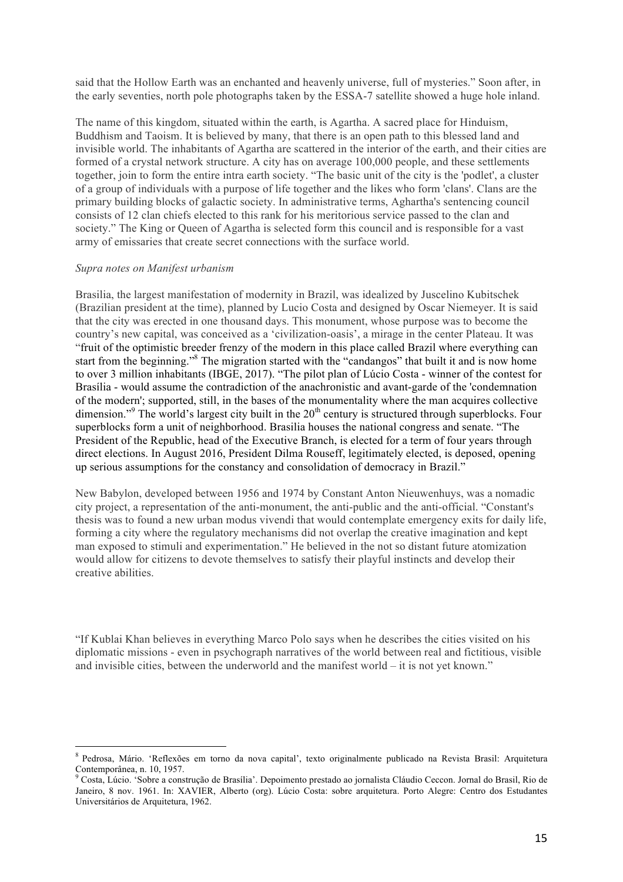said that the Hollow Earth was an enchanted and heavenly universe, full of mysteries." Soon after, in the early seventies, north pole photographs taken by the ESSA-7 satellite showed a huge hole inland.

The name of this kingdom, situated within the earth, is Agartha. A sacred place for Hinduism, Buddhism and Taoism. It is believed by many, that there is an open path to this blessed land and invisible world. The inhabitants of Agartha are scattered in the interior of the earth, and their cities are formed of a crystal network structure. A city has on average 100,000 people, and these settlements together, join to form the entire intra earth society. "The basic unit of the city is the 'podlet', a cluster of a group of individuals with a purpose of life together and the likes who form 'clans'. Clans are the primary building blocks of galactic society. In administrative terms, Aghartha's sentencing council consists of 12 clan chiefs elected to this rank for his meritorious service passed to the clan and society." The King or Queen of Agartha is selected form this council and is responsible for a vast army of emissaries that create secret connections with the surface world.

*Supra notes on Manifest urbanism*

Brasilia, the largest manifestation of modernity in Brazil, was idealized by Juscelino Kubitschek (Brazilian president at the time), planned by Lucio Costa and designed by Oscar Niemeyer. It is said that the city was erected in one thousand days. This monument, whose purpose was to become the country's new capital, was conceived as a 'civilization-oasis', a mirage in the center Plateau. It was "fruit of the optimistic breeder frenzy of the modern in this place called Brazil where everything can start from the beginning."[8] The migration started with the "candangos" that built it and is now home to over 3 million inhabitants (IBGE, 2017). "The pilot plan of Lúcio Costa - winner of the contest for Brasília - would assume the contradiction of the anachronistic and avant-garde of the 'condemnation of the modern'; supported, still, in the bases of the monumentality where the man acquires collective dimension."[9] The world's largest city built in the 20th century is structured through superblocks. Four superblocks form a unit of neighborhood. Brasilia houses the national congress and senate. "The President of the Republic, head of the Executive Branch, is elected for a term of four years through direct elections. In August 2016, President Dilma Rouseff, legitimately elected, is deposed, opening up serious assumptions for the constancy and consolidation of democracy in Brazil."

New Babylon, developed between 1956 and 1974 by Constant Anton Nieuwenhuys, was a nomadic city project, a representation of the anti-monument, the anti-public and the anti-official. "Constant's thesis was to found a new urban modus vivendi that would contemplate emergency exits for daily life, forming a city where the regulatory mechanisms did not overlap the creative imagination and kept man exposed to stimuli and experimentation." He believed in the not so distant future atomization would allow for citizens to devote themselves to satisfy their playful instincts and develop their creative abilities.

"If Kublai Khan believes in everything Marco Polo says when he describes the cities visited on his diplomatic missions - even in psychograph narratives of the world between real and fictitious, visible and invisible cities, between the underworld and the manifest world – it is not yet known."

---

[8] Pedrosa, Mário. 'Reflexões em torno da nova capital', texto originalmente publicado na Revista Brasil: Arquitetura Contemporânea, n. 10, 1957.

[9] Costa, Lúcio. 'Sobre a construção de Brasília'. Depoimento prestado ao jornalista Cláudio Ceccon. Jornal do Brasil, Rio de Janeiro, 8 nov. 1961. In: XAVIER, Alberto (org). Lúcio Costa: sobre arquitetura. Porto Alegre: Centro dos Estudantes Universitários de Arquitetura, 1962.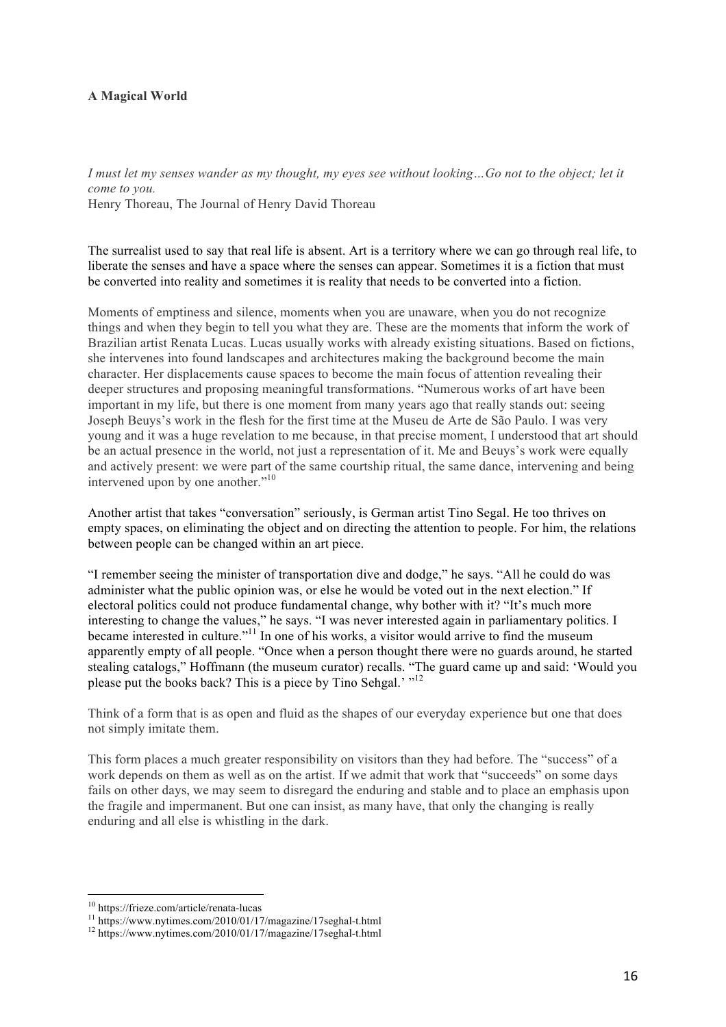**A Magical World**

*I must let my senses wander as my thought, my eyes see without looking…Go not to the object; let it come to you.*
Henry Thoreau, The Journal of Henry David Thoreau

The surrealist used to say that real life is absent. Art is a territory where we can go through real life, to liberate the senses and have a space where the senses can appear. Sometimes it is a fiction that must be converted into reality and sometimes it is reality that needs to be converted into a fiction.

Moments of emptiness and silence, moments when you are unaware, when you do not recognize things and when they begin to tell you what they are. These are the moments that inform the work of Brazilian artist Renata Lucas. Lucas usually works with already existing situations. Based on fictions, she intervenes into found landscapes and architectures making the background become the main character. Her displacements cause spaces to become the main focus of attention revealing their deeper structures and proposing meaningful transformations. "Numerous works of art have been important in my life, but there is one moment from many years ago that really stands out: seeing Joseph Beuys's work in the flesh for the first time at the Museu de Arte de São Paulo. I was very young and it was a huge revelation to me because, in that precise moment, I understood that art should be an actual presence in the world, not just a representation of it. Me and Beuys's work were equally and actively present: we were part of the same courtship ritual, the same dance, intervening and being intervened upon by one another."[10]

Another artist that takes "conversation" seriously, is German artist Tino Segal. He too thrives on empty spaces, on eliminating the object and on directing the attention to people. For him, the relations between people can be changed within an art piece.

"I remember seeing the minister of transportation dive and dodge," he says. "All he could do was administer what the public opinion was, or else he would be voted out in the next election." If electoral politics could not produce fundamental change, why bother with it? "It's much more interesting to change the values," he says. "I was never interested again in parliamentary politics. I became interested in culture."[11] In one of his works, a visitor would arrive to find the museum apparently empty of all people. "Once when a person thought there were no guards around, he started stealing catalogs," Hoffmann (the museum curator) recalls. "The guard came up and said: 'Would you please put the books back? This is a piece by Tino Sehgal.' "[12]

Think of a form that is as open and fluid as the shapes of our everyday experience but one that does not simply imitate them.

This form places a much greater responsibility on visitors than they had before. The "success" of a work depends on them as well as on the artist. If we admit that work that "succeeds" on some days fails on other days, we may seem to disregard the enduring and stable and to place an emphasis upon the fragile and impermanent. But one can insist, as many have, that only the changing is really enduring and all else is whistling in the dark.

---

[10] https://frieze.com/article/renata-lucas
[11] https://www.nytimes.com/2010/01/17/magazine/17seghal-t.html
[12] https://www.nytimes.com/2010/01/17/magazine/17seghal-t.html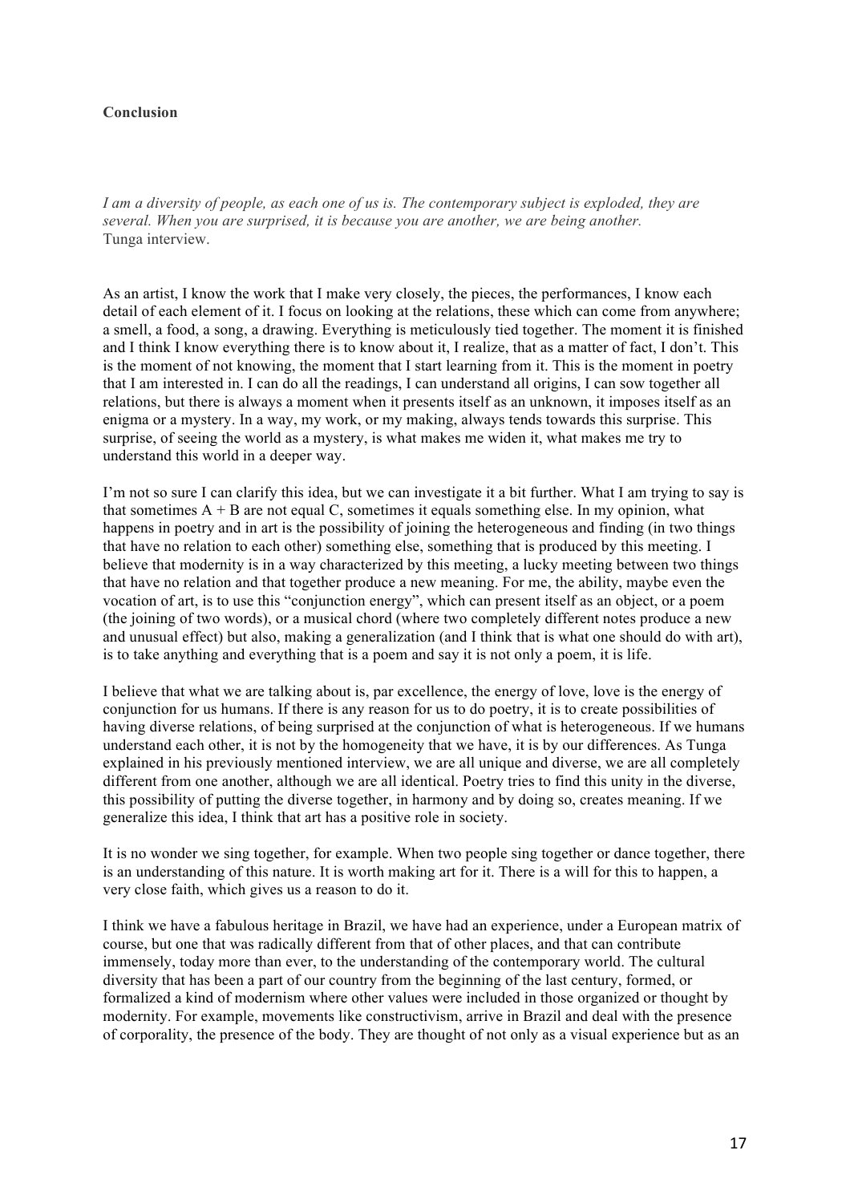**Conclusion**

*I am a diversity of people, as each one of us is. The contemporary subject is exploded, they are several. When you are surprised, it is because you are another, we are being another.*
Tunga interview.

As an artist, I know the work that I make very closely, the pieces, the performances, I know each detail of each element of it. I focus on looking at the relations, these which can come from anywhere; a smell, a food, a song, a drawing. Everything is meticulously tied together. The moment it is finished and I think I know everything there is to know about it, I realize, that as a matter of fact, I don't. This is the moment of not knowing, the moment that I start learning from it. This is the moment in poetry that I am interested in. I can do all the readings, I can understand all origins, I can sow together all relations, but there is always a moment when it presents itself as an unknown, it imposes itself as an enigma or a mystery. In a way, my work, or my making, always tends towards this surprise. This surprise, of seeing the world as a mystery, is what makes me widen it, what makes me try to understand this world in a deeper way.

I'm not so sure I can clarify this idea, but we can investigate it a bit further. What I am trying to say is that sometimes A + B are not equal C, sometimes it equals something else. In my opinion, what happens in poetry and in art is the possibility of joining the heterogeneous and finding (in two things that have no relation to each other) something else, something that is produced by this meeting. I believe that modernity is in a way characterized by this meeting, a lucky meeting between two things that have no relation and that together produce a new meaning. For me, the ability, maybe even the vocation of art, is to use this "conjunction energy", which can present itself as an object, or a poem (the joining of two words), or a musical chord (where two completely different notes produce a new and unusual effect) but also, making a generalization (and I think that is what one should do with art), is to take anything and everything that is a poem and say it is not only a poem, it is life.

I believe that what we are talking about is, par excellence, the energy of love, love is the energy of conjunction for us humans. If there is any reason for us to do poetry, it is to create possibilities of having diverse relations, of being surprised at the conjunction of what is heterogeneous. If we humans understand each other, it is not by the homogeneity that we have, it is by our differences. As Tunga explained in his previously mentioned interview, we are all unique and diverse, we are all completely different from one another, although we are all identical. Poetry tries to find this unity in the diverse, this possibility of putting the diverse together, in harmony and by doing so, creates meaning. If we generalize this idea, I think that art has a positive role in society.

It is no wonder we sing together, for example. When two people sing together or dance together, there is an understanding of this nature. It is worth making art for it. There is a will for this to happen, a very close faith, which gives us a reason to do it.

I think we have a fabulous heritage in Brazil, we have had an experience, under a European matrix of course, but one that was radically different from that of other places, and that can contribute immensely, today more than ever, to the understanding of the contemporary world. The cultural diversity that has been a part of our country from the beginning of the last century, formed, or formalized a kind of modernism where other values were included in those organized or thought by modernity. For example, movements like constructivism, arrive in Brazil and deal with the presence of corporality, the presence of the body. They are thought of not only as a visual experience but as an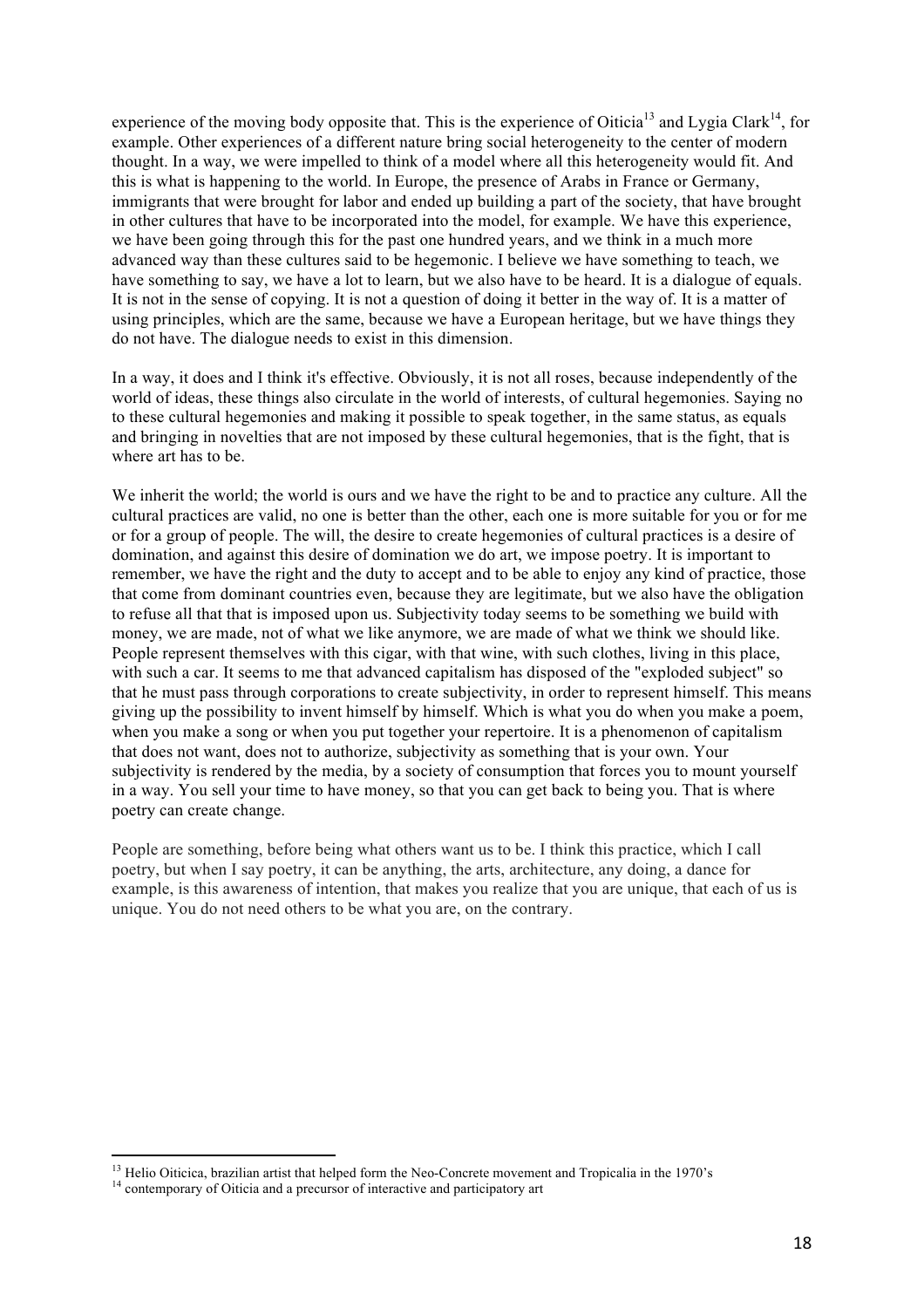experience of the moving body opposite that. This is the experience of Oiticia[13] and Lygia Clark[14], for example. Other experiences of a different nature bring social heterogeneity to the center of modern thought. In a way, we were impelled to think of a model where all this heterogeneity would fit. And this is what is happening to the world. In Europe, the presence of Arabs in France or Germany, immigrants that were brought for labor and ended up building a part of the society, that have brought in other cultures that have to be incorporated into the model, for example. We have this experience, we have been going through this for the past one hundred years, and we think in a much more advanced way than these cultures said to be hegemonic. I believe we have something to teach, we have something to say, we have a lot to learn, but we also have to be heard. It is a dialogue of equals. It is not in the sense of copying. It is not a question of doing it better in the way of. It is a matter of using principles, which are the same, because we have a European heritage, but we have things they do not have. The dialogue needs to exist in this dimension.

In a way, it does and I think it's effective. Obviously, it is not all roses, because independently of the world of ideas, these things also circulate in the world of interests, of cultural hegemonies. Saying no to these cultural hegemonies and making it possible to speak together, in the same status, as equals and bringing in novelties that are not imposed by these cultural hegemonies, that is the fight, that is where art has to be.

We inherit the world; the world is ours and we have the right to be and to practice any culture. All the cultural practices are valid, no one is better than the other, each one is more suitable for you or for me or for a group of people. The will, the desire to create hegemonies of cultural practices is a desire of domination, and against this desire of domination we do art, we impose poetry. It is important to remember, we have the right and the duty to accept and to be able to enjoy any kind of practice, those that come from dominant countries even, because they are legitimate, but we also have the obligation to refuse all that that is imposed upon us. Subjectivity today seems to be something we build with money, we are made, not of what we like anymore, we are made of what we think we should like. People represent themselves with this cigar, with that wine, with such clothes, living in this place, with such a car. It seems to me that advanced capitalism has disposed of the "exploded subject" so that he must pass through corporations to create subjectivity, in order to represent himself. This means giving up the possibility to invent himself by himself. Which is what you do when you make a poem, when you make a song or when you put together your repertoire. It is a phenomenon of capitalism that does not want, does not to authorize, subjectivity as something that is your own. Your subjectivity is rendered by the media, by a society of consumption that forces you to mount yourself in a way. You sell your time to have money, so that you can get back to being you. That is where poetry can create change.

People are something, before being what others want us to be. I think this practice, which I call poetry, but when I say poetry, it can be anything, the arts, architecture, any doing, a dance for example, is this awareness of intention, that makes you realize that you are unique, that each of us is unique. You do not need others to be what you are, on the contrary.

---

[13] Helio Oiticica, brazilian artist that helped form the Neo-Concrete movement and Tropicalia in the 1970's

[14] contemporary of Oiticia and a precursor of interactive and participatory art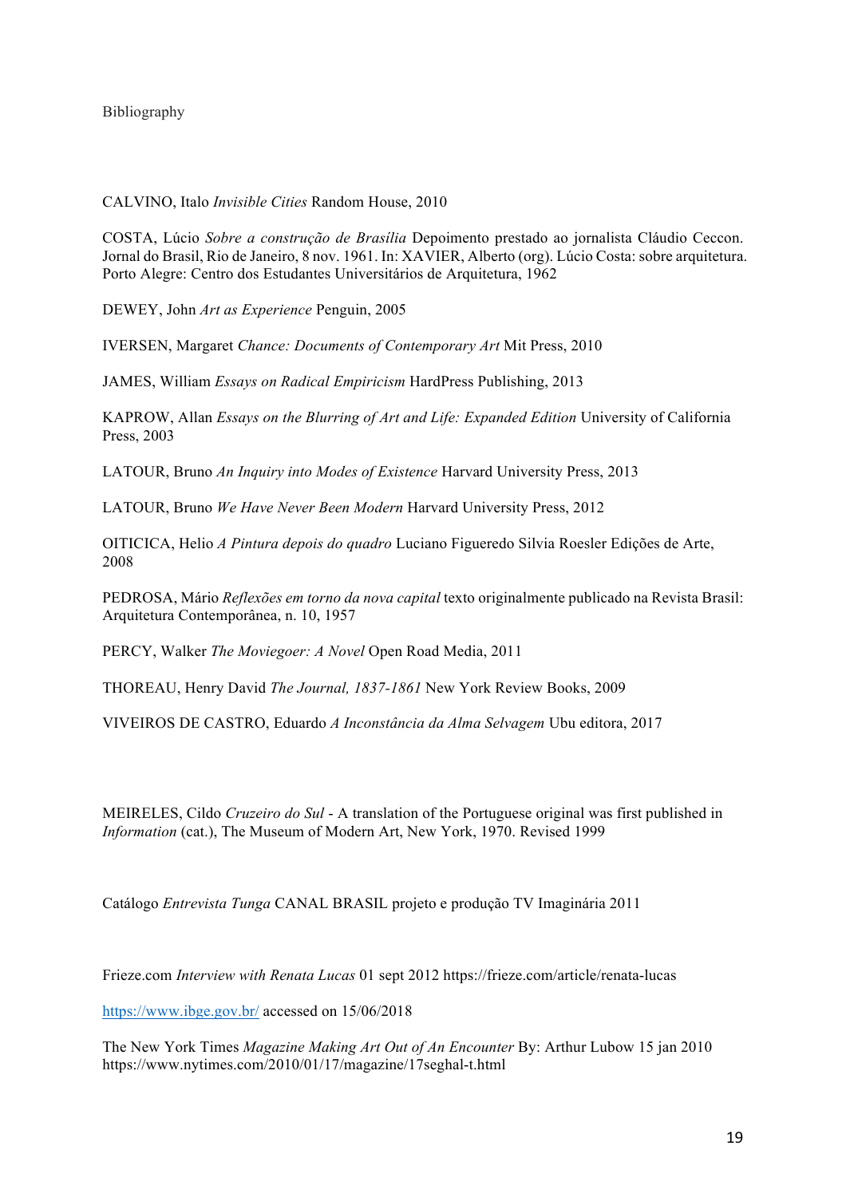Bibliography

CALVINO, Italo *Invisible Cities* Random House, 2010

COSTA, Lúcio *Sobre a construção de Brasília* Depoimento prestado ao jornalista Cláudio Ceccon. Jornal do Brasil, Rio de Janeiro, 8 nov. 1961. In: XAVIER, Alberto (org). Lúcio Costa: sobre arquitetura. Porto Alegre: Centro dos Estudantes Universitários de Arquitetura, 1962

DEWEY, John *Art as Experience* Penguin, 2005

IVERSEN, Margaret *Chance: Documents of Contemporary Art* Mit Press, 2010

JAMES, William *Essays on Radical Empiricism* HardPress Publishing, 2013

KAPROW, Allan *Essays on the Blurring of Art and Life: Expanded Edition* University of California Press, 2003

LATOUR, Bruno *An Inquiry into Modes of Existence* Harvard University Press, 2013

LATOUR, Bruno *We Have Never Been Modern* Harvard University Press, 2012

OITICICA, Helio *A Pintura depois do quadro* Luciano Figueredo Silvia Roesler Edições de Arte, 2008

PEDROSA, Mário *Reflexões em torno da nova capital* texto originalmente publicado na Revista Brasil: Arquitetura Contemporânea, n. 10, 1957

PERCY, Walker *The Moviegoer: A Novel* Open Road Media, 2011

THOREAU, Henry David *The Journal, 1837-1861* New York Review Books, 2009

VIVEIROS DE CASTRO, Eduardo *A Inconstância da Alma Selvagem* Ubu editora, 2017

MEIRELES, Cildo *Cruzeiro do Sul* - A translation of the Portuguese original was first published in *Information* (cat.), The Museum of Modern Art, New York, 1970. Revised 1999

Catálogo *Entrevista Tunga* CANAL BRASIL projeto e produção TV Imaginária 2011

Frieze.com *Interview with Renata Lucas* 01 sept 2012 https://frieze.com/article/renata-lucas

https://www.ibge.gov.br/ accessed on 15/06/2018

The New York Times *Magazine Making Art Out of An Encounter* By: Arthur Lubow 15 jan 2010 https://www.nytimes.com/2010/01/17/magazine/17seghal-t.html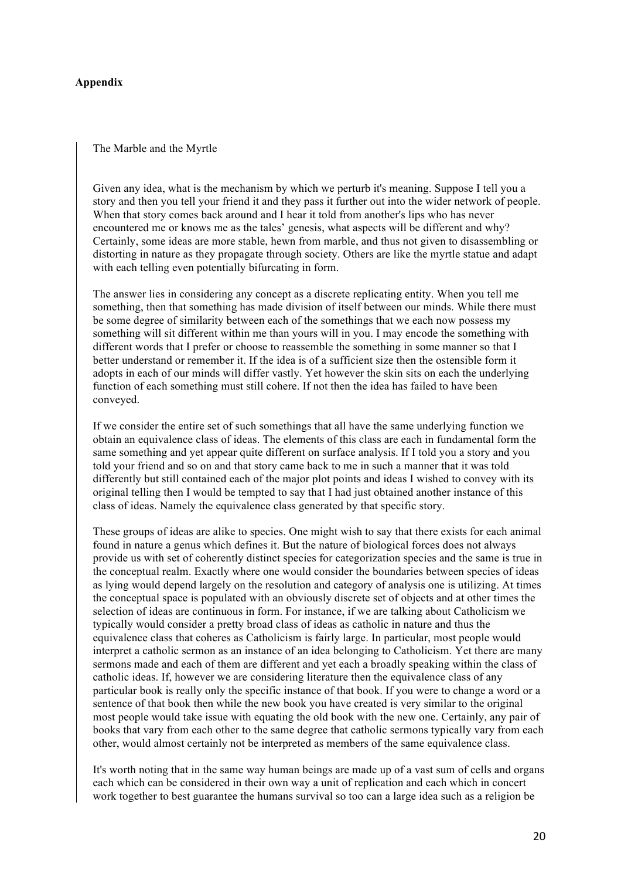**Appendix**

The Marble and the Myrtle

Given any idea, what is the mechanism by which we perturb it's meaning. Suppose I tell you a story and then you tell your friend it and they pass it further out into the wider network of people. When that story comes back around and I hear it told from another's lips who has never encountered me or knows me as the tales' genesis, what aspects will be different and why? Certainly, some ideas are more stable, hewn from marble, and thus not given to disassembling or distorting in nature as they propagate through society. Others are like the myrtle statue and adapt with each telling even potentially bifurcating in form.

The answer lies in considering any concept as a discrete replicating entity. When you tell me something, then that something has made division of itself between our minds. While there must be some degree of similarity between each of the somethings that we each now possess my something will sit different within me than yours will in you. I may encode the something with different words that I prefer or choose to reassemble the something in some manner so that I better understand or remember it. If the idea is of a sufficient size then the ostensible form it adopts in each of our minds will differ vastly. Yet however the skin sits on each the underlying function of each something must still cohere. If not then the idea has failed to have been conveyed.

If we consider the entire set of such somethings that all have the same underlying function we obtain an equivalence class of ideas. The elements of this class are each in fundamental form the same something and yet appear quite different on surface analysis. If I told you a story and you told your friend and so on and that story came back to me in such a manner that it was told differently but still contained each of the major plot points and ideas I wished to convey with its original telling then I would be tempted to say that I had just obtained another instance of this class of ideas. Namely the equivalence class generated by that specific story.

These groups of ideas are alike to species. One might wish to say that there exists for each animal found in nature a genus which defines it. But the nature of biological forces does not always provide us with set of coherently distinct species for categorization species and the same is true in the conceptual realm. Exactly where one would consider the boundaries between species of ideas as lying would depend largely on the resolution and category of analysis one is utilizing. At times the conceptual space is populated with an obviously discrete set of objects and at other times the selection of ideas are continuous in form. For instance, if we are talking about Catholicism we typically would consider a pretty broad class of ideas as catholic in nature and thus the equivalence class that coheres as Catholicism is fairly large. In particular, most people would interpret a catholic sermon as an instance of an idea belonging to Catholicism. Yet there are many sermons made and each of them are different and yet each a broadly speaking within the class of catholic ideas. If, however we are considering literature then the equivalence class of any particular book is really only the specific instance of that book. If you were to change a word or a sentence of that book then while the new book you have created is very similar to the original most people would take issue with equating the old book with the new one. Certainly, any pair of books that vary from each other to the same degree that catholic sermons typically vary from each other, would almost certainly not be interpreted as members of the same equivalence class.

It's worth noting that in the same way human beings are made up of a vast sum of cells and organs each which can be considered in their own way a unit of replication and each which in concert work together to best guarantee the humans survival so too can a large idea such as a religion be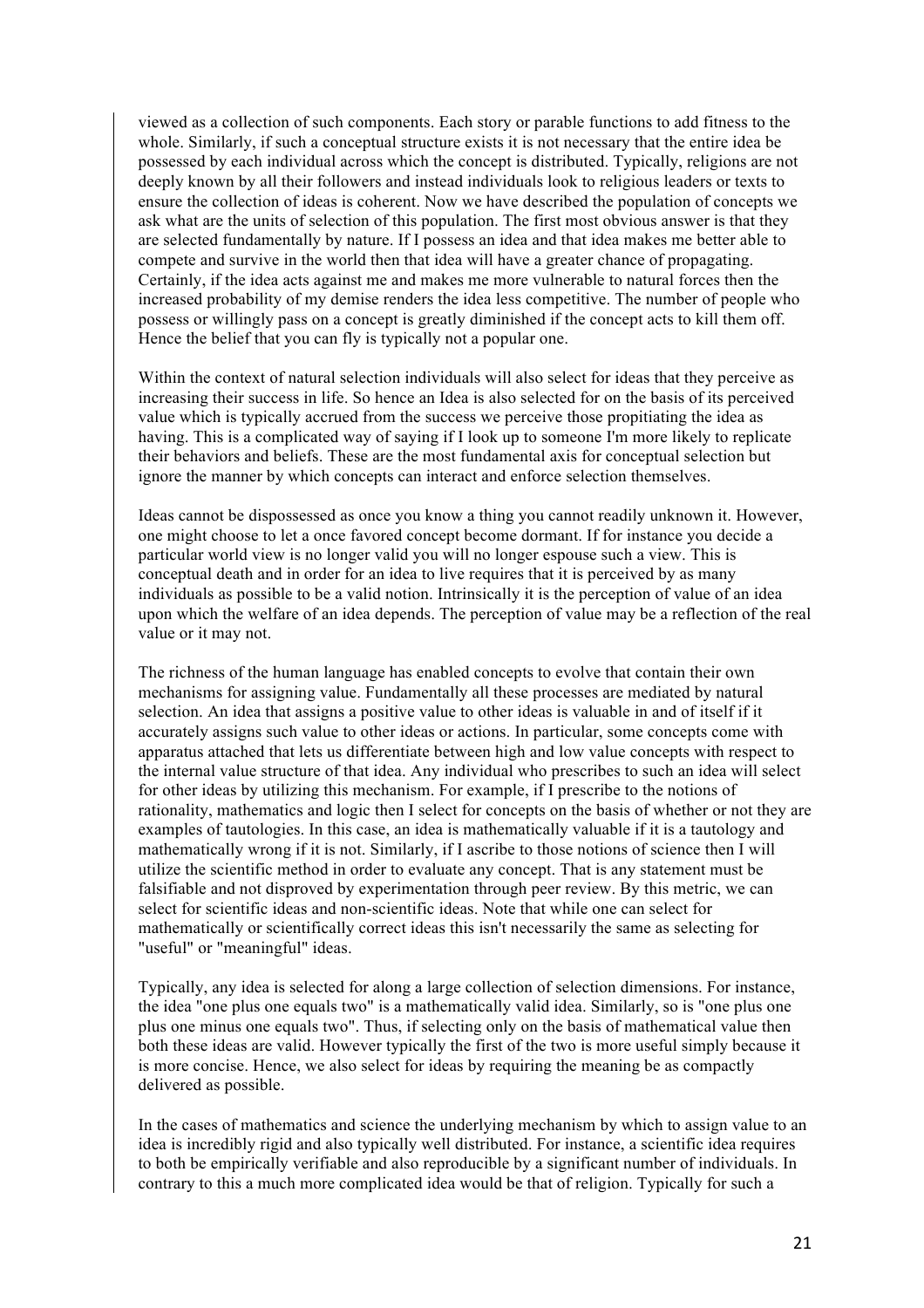viewed as a collection of such components. Each story or parable functions to add fitness to the whole. Similarly, if such a conceptual structure exists it is not necessary that the entire idea be possessed by each individual across which the concept is distributed. Typically, religions are not deeply known by all their followers and instead individuals look to religious leaders or texts to ensure the collection of ideas is coherent. Now we have described the population of concepts we ask what are the units of selection of this population. The first most obvious answer is that they are selected fundamentally by nature. If I possess an idea and that idea makes me better able to compete and survive in the world then that idea will have a greater chance of propagating. Certainly, if the idea acts against me and makes me more vulnerable to natural forces then the increased probability of my demise renders the idea less competitive. The number of people who possess or willingly pass on a concept is greatly diminished if the concept acts to kill them off. Hence the belief that you can fly is typically not a popular one.

Within the context of natural selection individuals will also select for ideas that they perceive as increasing their success in life. So hence an Idea is also selected for on the basis of its perceived value which is typically accrued from the success we perceive those propitiating the idea as having. This is a complicated way of saying if I look up to someone I'm more likely to replicate their behaviors and beliefs. These are the most fundamental axis for conceptual selection but ignore the manner by which concepts can interact and enforce selection themselves.

Ideas cannot be dispossessed as once you know a thing you cannot readily unknown it. However, one might choose to let a once favored concept become dormant. If for instance you decide a particular world view is no longer valid you will no longer espouse such a view. This is conceptual death and in order for an idea to live requires that it is perceived by as many individuals as possible to be a valid notion. Intrinsically it is the perception of value of an idea upon which the welfare of an idea depends. The perception of value may be a reflection of the real value or it may not.

The richness of the human language has enabled concepts to evolve that contain their own mechanisms for assigning value. Fundamentally all these processes are mediated by natural selection. An idea that assigns a positive value to other ideas is valuable in and of itself if it accurately assigns such value to other ideas or actions. In particular, some concepts come with apparatus attached that lets us differentiate between high and low value concepts with respect to the internal value structure of that idea. Any individual who prescribes to such an idea will select for other ideas by utilizing this mechanism. For example, if I prescribe to the notions of rationality, mathematics and logic then I select for concepts on the basis of whether or not they are examples of tautologies. In this case, an idea is mathematically valuable if it is a tautology and mathematically wrong if it is not. Similarly, if I ascribe to those notions of science then I will utilize the scientific method in order to evaluate any concept. That is any statement must be falsifiable and not disproved by experimentation through peer review. By this metric, we can select for scientific ideas and non-scientific ideas. Note that while one can select for mathematically or scientifically correct ideas this isn't necessarily the same as selecting for "useful" or "meaningful" ideas.

Typically, any idea is selected for along a large collection of selection dimensions. For instance, the idea "one plus one equals two" is a mathematically valid idea. Similarly, so is "one plus one plus one minus one equals two". Thus, if selecting only on the basis of mathematical value then both these ideas are valid. However typically the first of the two is more useful simply because it is more concise. Hence, we also select for ideas by requiring the meaning be as compactly delivered as possible.

In the cases of mathematics and science the underlying mechanism by which to assign value to an idea is incredibly rigid and also typically well distributed. For instance, a scientific idea requires to both be empirically verifiable and also reproducible by a significant number of individuals. In contrary to this a much more complicated idea would be that of religion. Typically for such a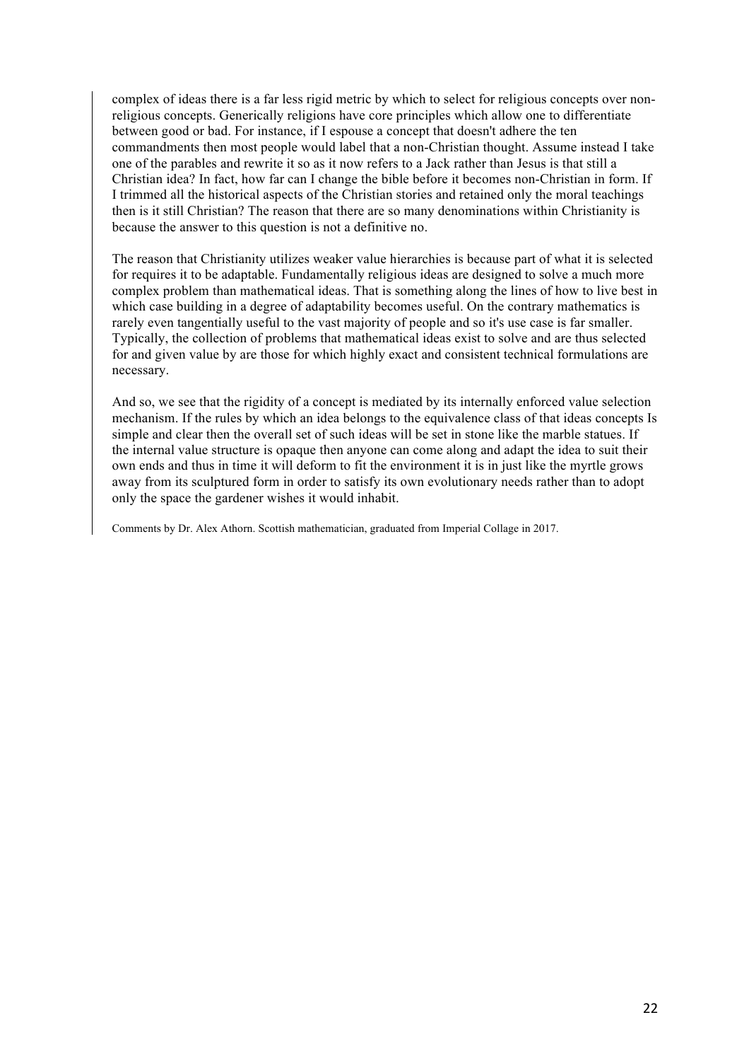complex of ideas there is a far less rigid metric by which to select for religious concepts over non-religious concepts. Generically religions have core principles which allow one to differentiate between good or bad. For instance, if I espouse a concept that doesn't adhere the ten commandments then most people would label that a non-Christian thought. Assume instead I take one of the parables and rewrite it so as it now refers to a Jack rather than Jesus is that still a Christian idea? In fact, how far can I change the bible before it becomes non-Christian in form. If I trimmed all the historical aspects of the Christian stories and retained only the moral teachings then is it still Christian? The reason that there are so many denominations within Christianity is because the answer to this question is not a definitive no.

The reason that Christianity utilizes weaker value hierarchies is because part of what it is selected for requires it to be adaptable. Fundamentally religious ideas are designed to solve a much more complex problem than mathematical ideas. That is something along the lines of how to live best in which case building in a degree of adaptability becomes useful. On the contrary mathematics is rarely even tangentially useful to the vast majority of people and so it's use case is far smaller. Typically, the collection of problems that mathematical ideas exist to solve and are thus selected for and given value by are those for which highly exact and consistent technical formulations are necessary.

And so, we see that the rigidity of a concept is mediated by its internally enforced value selection mechanism. If the rules by which an idea belongs to the equivalence class of that ideas concepts Is simple and clear then the overall set of such ideas will be set in stone like the marble statues. If the internal value structure is opaque then anyone can come along and adapt the idea to suit their own ends and thus in time it will deform to fit the environment it is in just like the myrtle grows away from its sculptured form in order to satisfy its own evolutionary needs rather than to adopt only the space the gardener wishes it would inhabit.

Comments by Dr. Alex Athorn. Scottish mathematician, graduated from Imperial Collage in 2017.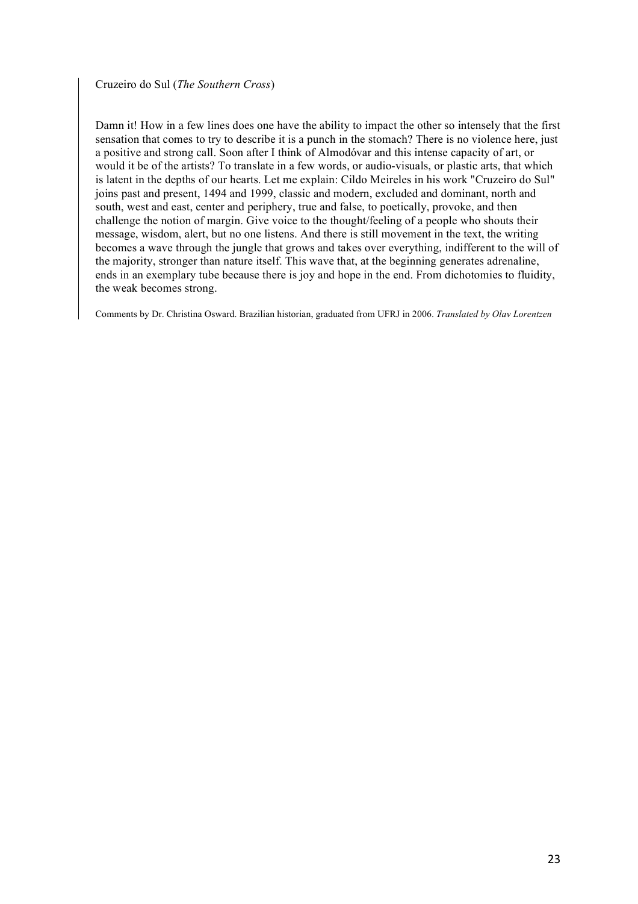Cruzeiro do Sul (*The Southern Cross*)

Damn it! How in a few lines does one have the ability to impact the other so intensely that the first sensation that comes to try to describe it is a punch in the stomach? There is no violence here, just a positive and strong call. Soon after I think of Almodóvar and this intense capacity of art, or would it be of the artists? To translate in a few words, or audio-visuals, or plastic arts, that which is latent in the depths of our hearts. Let me explain: Cildo Meireles in his work "Cruzeiro do Sul" joins past and present, 1494 and 1999, classic and modern, excluded and dominant, north and south, west and east, center and periphery, true and false, to poetically, provoke, and then challenge the notion of margin. Give voice to the thought/feeling of a people who shouts their message, wisdom, alert, but no one listens. And there is still movement in the text, the writing becomes a wave through the jungle that grows and takes over everything, indifferent to the will of the majority, stronger than nature itself. This wave that, at the beginning generates adrenaline, ends in an exemplary tube because there is joy and hope in the end. From dichotomies to fluidity, the weak becomes strong.

Comments by Dr. Christina Osward. Brazilian historian, graduated from UFRJ in 2006. *Translated by Olav Lorentzen*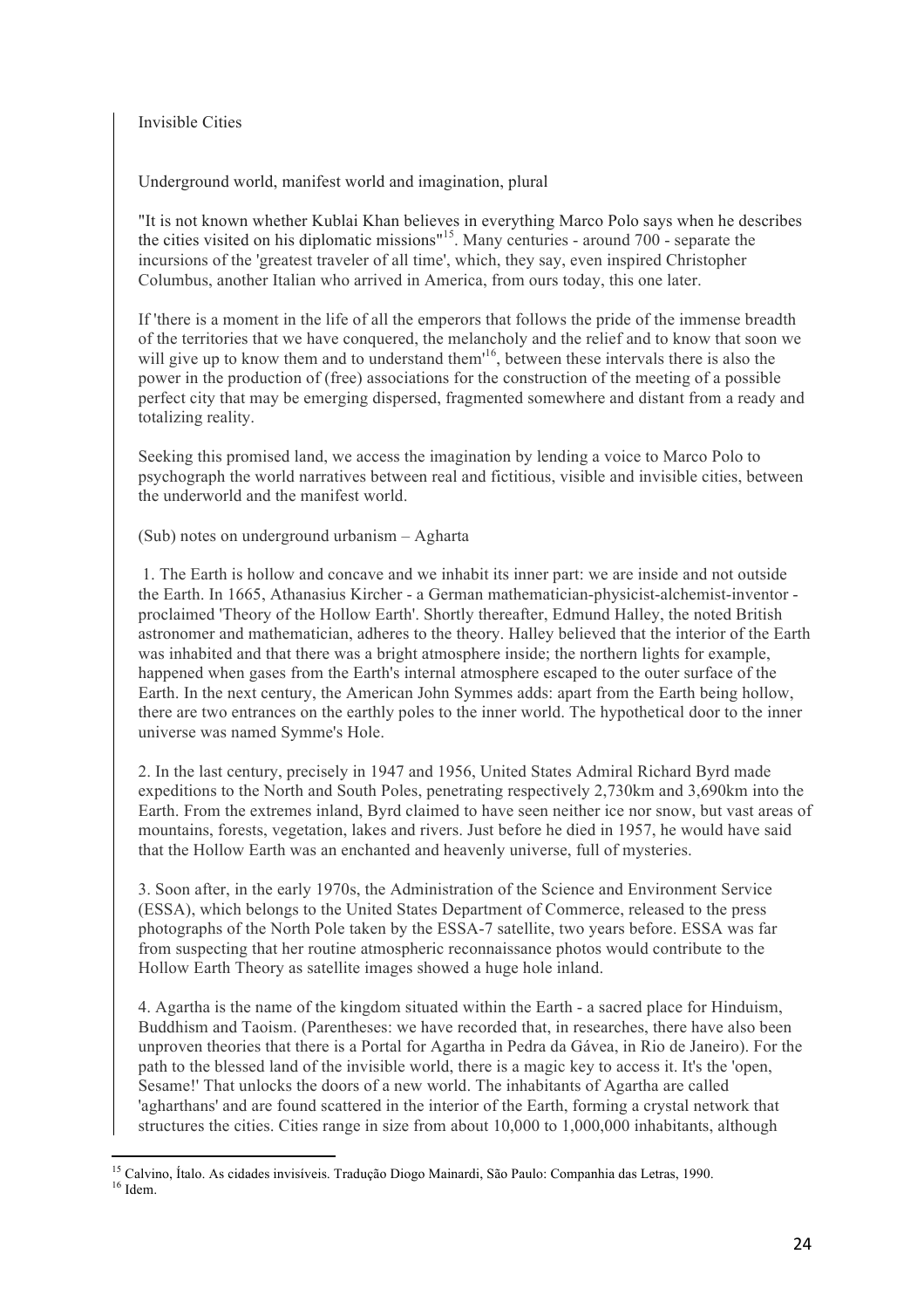Invisible Cities

Underground world, manifest world and imagination, plural

"It is not known whether Kublai Khan believes in everything Marco Polo says when he describes the cities visited on his diplomatic missions"[15]. Many centuries - around 700 - separate the incursions of the 'greatest traveler of all time', which, they say, even inspired Christopher Columbus, another Italian who arrived in America, from ours today, this one later.

If 'there is a moment in the life of all the emperors that follows the pride of the immense breadth of the territories that we have conquered, the melancholy and the relief and to know that soon we will give up to know them and to understand them'[16], between these intervals there is also the power in the production of (free) associations for the construction of the meeting of a possible perfect city that may be emerging dispersed, fragmented somewhere and distant from a ready and totalizing reality.

Seeking this promised land, we access the imagination by lending a voice to Marco Polo to psychograph the world narratives between real and fictitious, visible and invisible cities, between the underworld and the manifest world.

(Sub) notes on underground urbanism – Agharta

1. The Earth is hollow and concave and we inhabit its inner part: we are inside and not outside the Earth. In 1665, Athanasius Kircher - a German mathematician-physicist-alchemist-inventor - proclaimed 'Theory of the Hollow Earth'. Shortly thereafter, Edmund Halley, the noted British astronomer and mathematician, adheres to the theory. Halley believed that the interior of the Earth was inhabited and that there was a bright atmosphere inside; the northern lights for example, happened when gases from the Earth's internal atmosphere escaped to the outer surface of the Earth. In the next century, the American John Symmes adds: apart from the Earth being hollow, there are two entrances on the earthly poles to the inner world. The hypothetical door to the inner universe was named Symme's Hole.

2. In the last century, precisely in 1947 and 1956, United States Admiral Richard Byrd made expeditions to the North and South Poles, penetrating respectively 2,730km and 3,690km into the Earth. From the extremes inland, Byrd claimed to have seen neither ice nor snow, but vast areas of mountains, forests, vegetation, lakes and rivers. Just before he died in 1957, he would have said that the Hollow Earth was an enchanted and heavenly universe, full of mysteries.

3. Soon after, in the early 1970s, the Administration of the Science and Environment Service (ESSA), which belongs to the United States Department of Commerce, released to the press photographs of the North Pole taken by the ESSA-7 satellite, two years before. ESSA was far from suspecting that her routine atmospheric reconnaissance photos would contribute to the Hollow Earth Theory as satellite images showed a huge hole inland.

4. Agartha is the name of the kingdom situated within the Earth - a sacred place for Hinduism, Buddhism and Taoism. (Parentheses: we have recorded that, in researches, there have also been unproven theories that there is a Portal for Agartha in Pedra da Gávea, in Rio de Janeiro). For the path to the blessed land of the invisible world, there is a magic key to access it. It's the 'open, Sesame!' That unlocks the doors of a new world. The inhabitants of Agartha are called 'agharthans' and are found scattered in the interior of the Earth, forming a crystal network that structures the cities. Cities range in size from about 10,000 to 1,000,000 inhabitants, although

[15] Calvino, Ítalo. As cidades invisíveis. Tradução Diogo Mainardi, São Paulo: Companhia das Letras, 1990.

[16] Idem.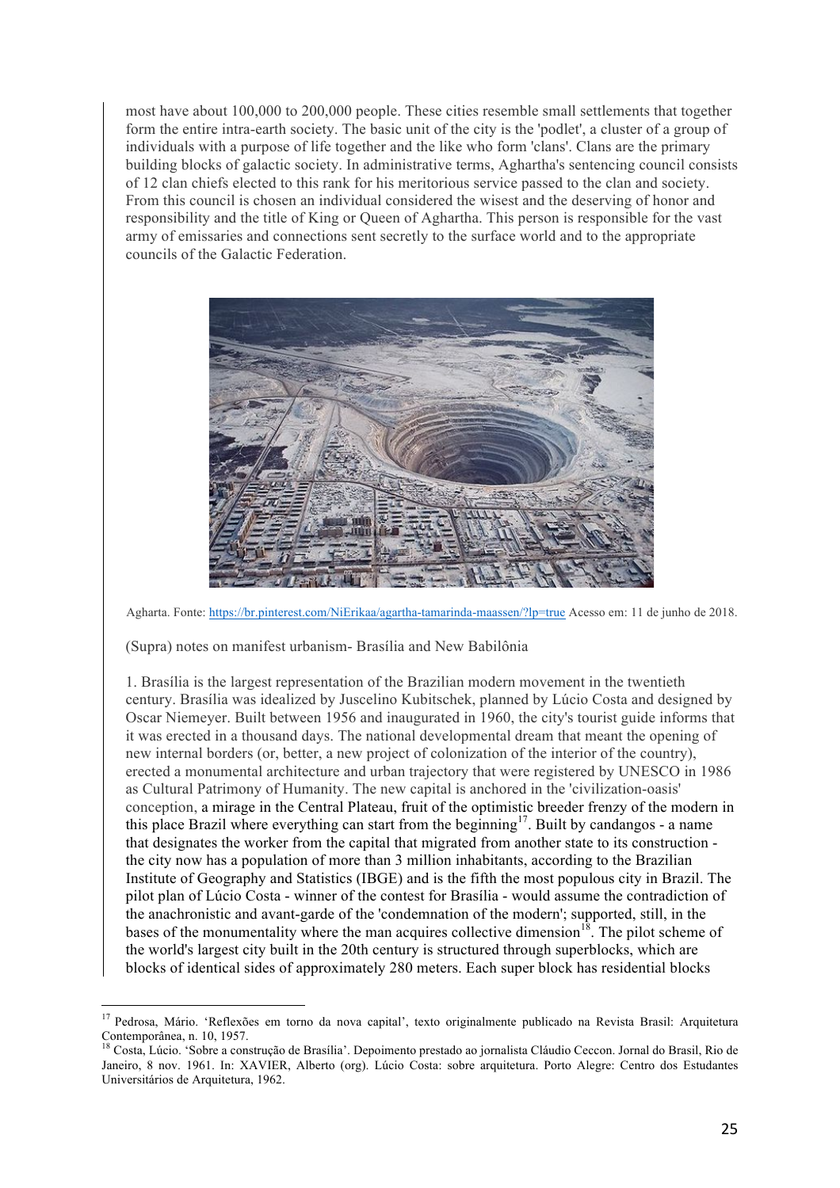most have about 100,000 to 200,000 people. These cities resemble small settlements that together form the entire intra-earth society. The basic unit of the city is the 'podlet', a cluster of a group of individuals with a purpose of life together and the like who form 'clans'. Clans are the primary building blocks of galactic society. In administrative terms, Aghartha's sentencing council consists of 12 clan chiefs elected to this rank for his meritorious service passed to the clan and society. From this council is chosen an individual considered the wisest and the deserving of honor and responsibility and the title of King or Queen of Aghartha. This person is responsible for the vast army of emissaries and connections sent secretly to the surface world and to the appropriate councils of the Galactic Federation.

Agharta. Fonte: https://br.pinterest.com/NiErikaa/agartha-tamarinda-maassen/?lp=true Acesso em: 11 de junho de 2018.

(Supra) notes on manifest urbanism- Brasília and New Babilônia

1. Brasília is the largest representation of the Brazilian modern movement in the twentieth century. Brasília was idealized by Juscelino Kubitschek, planned by Lúcio Costa and designed by Oscar Niemeyer. Built between 1956 and inaugurated in 1960, the city's tourist guide informs that it was erected in a thousand days. The national developmental dream that meant the opening of new internal borders (or, better, a new project of colonization of the interior of the country), erected a monumental architecture and urban trajectory that were registered by UNESCO in 1986 as Cultural Patrimony of Humanity. The new capital is anchored in the 'civilization-oasis' conception, a mirage in the Central Plateau, fruit of the optimistic breeder frenzy of the modern in this place Brazil where everything can start from the beginning[17]. Built by candangos - a name that designates the worker from the capital that migrated from another state to its construction - the city now has a population of more than 3 million inhabitants, according to the Brazilian Institute of Geography and Statistics (IBGE) and is the fifth the most populous city in Brazil. The pilot plan of Lúcio Costa - winner of the contest for Brasília - would assume the contradiction of the anachronistic and avant-garde of the 'condemnation of the modern'; supported, still, in the bases of the monumentality where the man acquires collective dimension[18]. The pilot scheme of the world's largest city built in the 20th century is structured through superblocks, which are blocks of identical sides of approximately 280 meters. Each super block has residential blocks

---

[17] Pedrosa, Mário. 'Reflexões em torno da nova capital', texto originalmente publicado na Revista Brasil: Arquitetura Contemporânea, n. 10, 1957.

[18] Costa, Lúcio. 'Sobre a construção de Brasília'. Depoimento prestado ao jornalista Cláudio Ceccon. Jornal do Brasil, Rio de Janeiro, 8 nov. 1961. In: XAVIER, Alberto (org). Lúcio Costa: sobre arquitetura. Porto Alegre: Centro dos Estudantes Universitários de Arquitetura, 1962.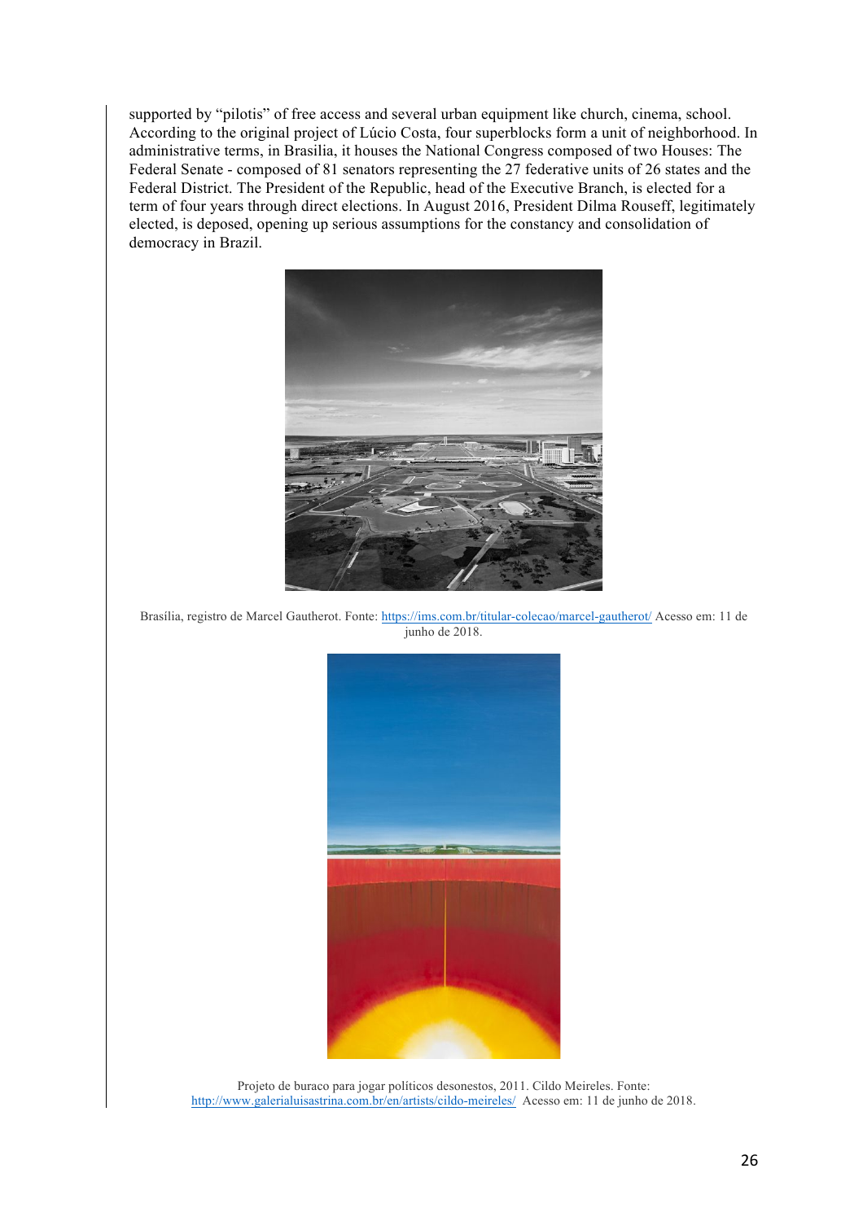supported by "pilotis" of free access and several urban equipment like church, cinema, school. According to the original project of Lúcio Costa, four superblocks form a unit of neighborhood. In administrative terms, in Brasilia, it houses the National Congress composed of two Houses: The Federal Senate - composed of 81 senators representing the 27 federative units of 26 states and the Federal District. The President of the Republic, head of the Executive Branch, is elected for a term of four years through direct elections. In August 2016, President Dilma Rouseff, legitimately elected, is deposed, opening up serious assumptions for the constancy and consolidation of democracy in Brazil.

Brasília, registro de Marcel Gautherot. Fonte: https://ims.com.br/titular-colecao/marcel-gautherot/ Acesso em: 11 de junho de 2018.

Projeto de buraco para jogar políticos desonestos, 2011. Cildo Meireles. Fonte: http://www.galerialuisastrina.com.br/en/artists/cildo-meireles/ Acesso em: 11 de junho de 2018.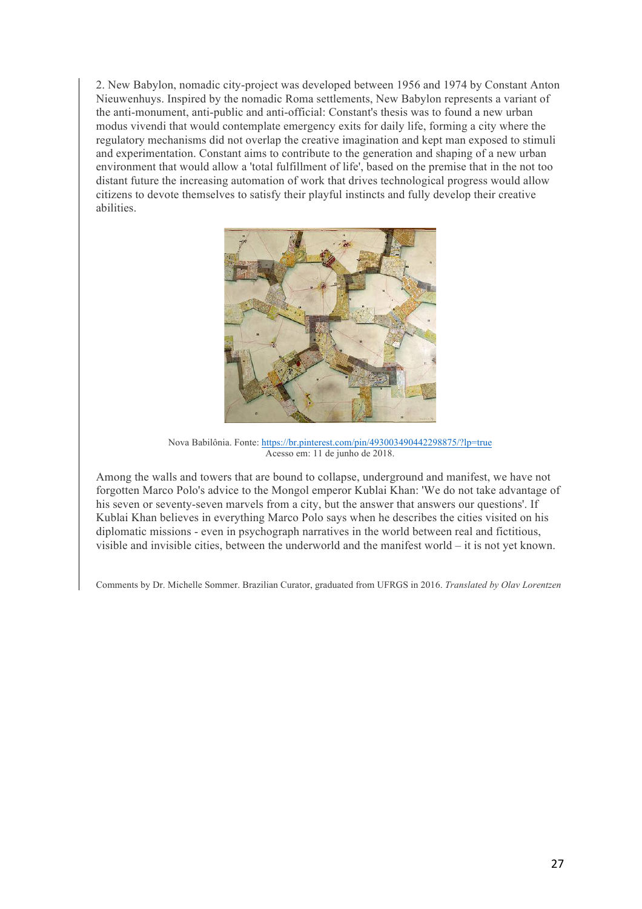2. New Babylon, nomadic city-project was developed between 1956 and 1974 by Constant Anton Nieuwenhuys. Inspired by the nomadic Roma settlements, New Babylon represents a variant of the anti-monument, anti-public and anti-official: Constant's thesis was to found a new urban modus vivendi that would contemplate emergency exits for daily life, forming a city where the regulatory mechanisms did not overlap the creative imagination and kept man exposed to stimuli and experimentation. Constant aims to contribute to the generation and shaping of a new urban environment that would allow a 'total fulfillment of life', based on the premise that in the not too distant future the increasing automation of work that drives technological progress would allow citizens to devote themselves to satisfy their playful instincts and fully develop their creative abilities.

Nova Babilônia. Fonte: https://br.pinterest.com/pin/493003490442298875/?lp=true
Acesso em: 11 de junho de 2018.

Among the walls and towers that are bound to collapse, underground and manifest, we have not forgotten Marco Polo's advice to the Mongol emperor Kublai Khan: 'We do not take advantage of his seven or seventy-seven marvels from a city, but the answer that answers our questions'. If Kublai Khan believes in everything Marco Polo says when he describes the cities visited on his diplomatic missions - even in psychograph narratives in the world between real and fictitious, visible and invisible cities, between the underworld and the manifest world – it is not yet known.

Comments by Dr. Michelle Sommer. Brazilian Curator, graduated from UFRGS in 2016. *Translated by Olav Lorentzen*